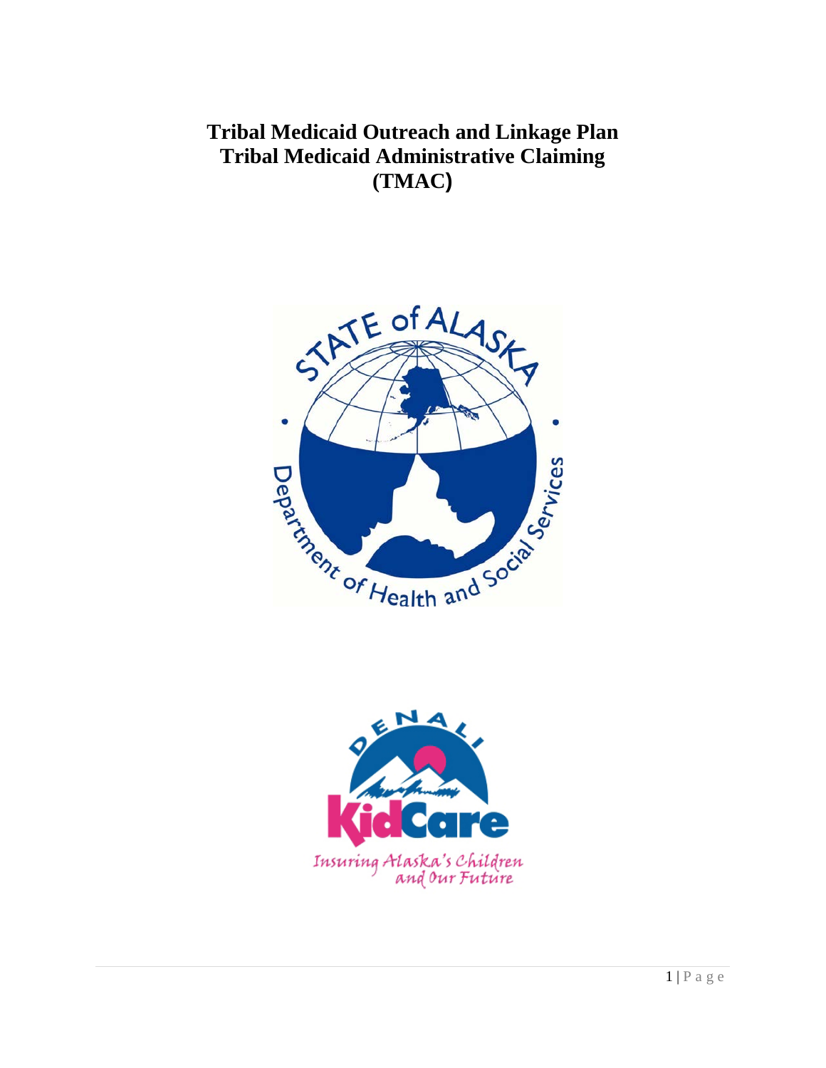# Tribal Medicaid Outreach and Linkage Plan
# Tribal Medicaid Administrative Claiming (TMAC)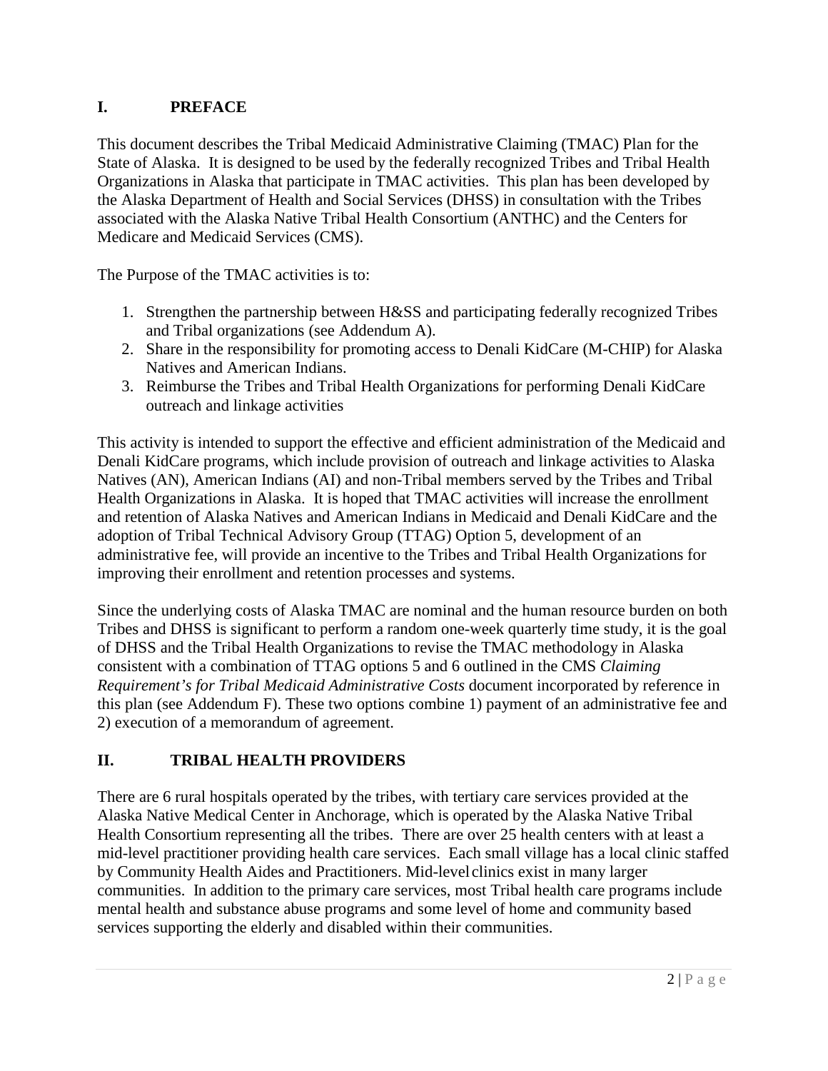## I. PREFACE

This document describes the Tribal Medicaid Administrative Claiming (TMAC) Plan for the State of Alaska. It is designed to be used by the federally recognized Tribes and Tribal Health Organizations in Alaska that participate in TMAC activities. This plan has been developed by the Alaska Department of Health and Social Services (DHSS) in consultation with the Tribes associated with the Alaska Native Tribal Health Consortium (ANTHC) and the Centers for Medicare and Medicaid Services (CMS).

The Purpose of the TMAC activities is to:

1. Strengthen the partnership between H&SS and participating federally recognized Tribes and Tribal organizations (see Addendum A).
2. Share in the responsibility for promoting access to Denali KidCare (M-CHIP) for Alaska Natives and American Indians.
3. Reimburse the Tribes and Tribal Health Organizations for performing Denali KidCare outreach and linkage activities

This activity is intended to support the effective and efficient administration of the Medicaid and Denali KidCare programs, which include provision of outreach and linkage activities to Alaska Natives (AN), American Indians (AI) and non-Tribal members served by the Tribes and Tribal Health Organizations in Alaska. It is hoped that TMAC activities will increase the enrollment and retention of Alaska Natives and American Indians in Medicaid and Denali KidCare and the adoption of Tribal Technical Advisory Group (TTAG) Option 5, development of an administrative fee, will provide an incentive to the Tribes and Tribal Health Organizations for improving their enrollment and retention processes and systems.

Since the underlying costs of Alaska TMAC are nominal and the human resource burden on both Tribes and DHSS is significant to perform a random one-week quarterly time study, it is the goal of DHSS and the Tribal Health Organizations to revise the TMAC methodology in Alaska consistent with a combination of TTAG options 5 and 6 outlined in the CMS *Claiming Requirement's for Tribal Medicaid Administrative Costs* document incorporated by reference in this plan (see Addendum F). These two options combine 1) payment of an administrative fee and 2) execution of a memorandum of agreement.

## II. TRIBAL HEALTH PROVIDERS

There are 6 rural hospitals operated by the tribes, with tertiary care services provided at the Alaska Native Medical Center in Anchorage, which is operated by the Alaska Native Tribal Health Consortium representing all the tribes. There are over 25 health centers with at least a mid-level practitioner providing health care services. Each small village has a local clinic staffed by Community Health Aides and Practitioners. Mid-level clinics exist in many larger communities. In addition to the primary care services, most Tribal health care programs include mental health and substance abuse programs and some level of home and community based services supporting the elderly and disabled within their communities.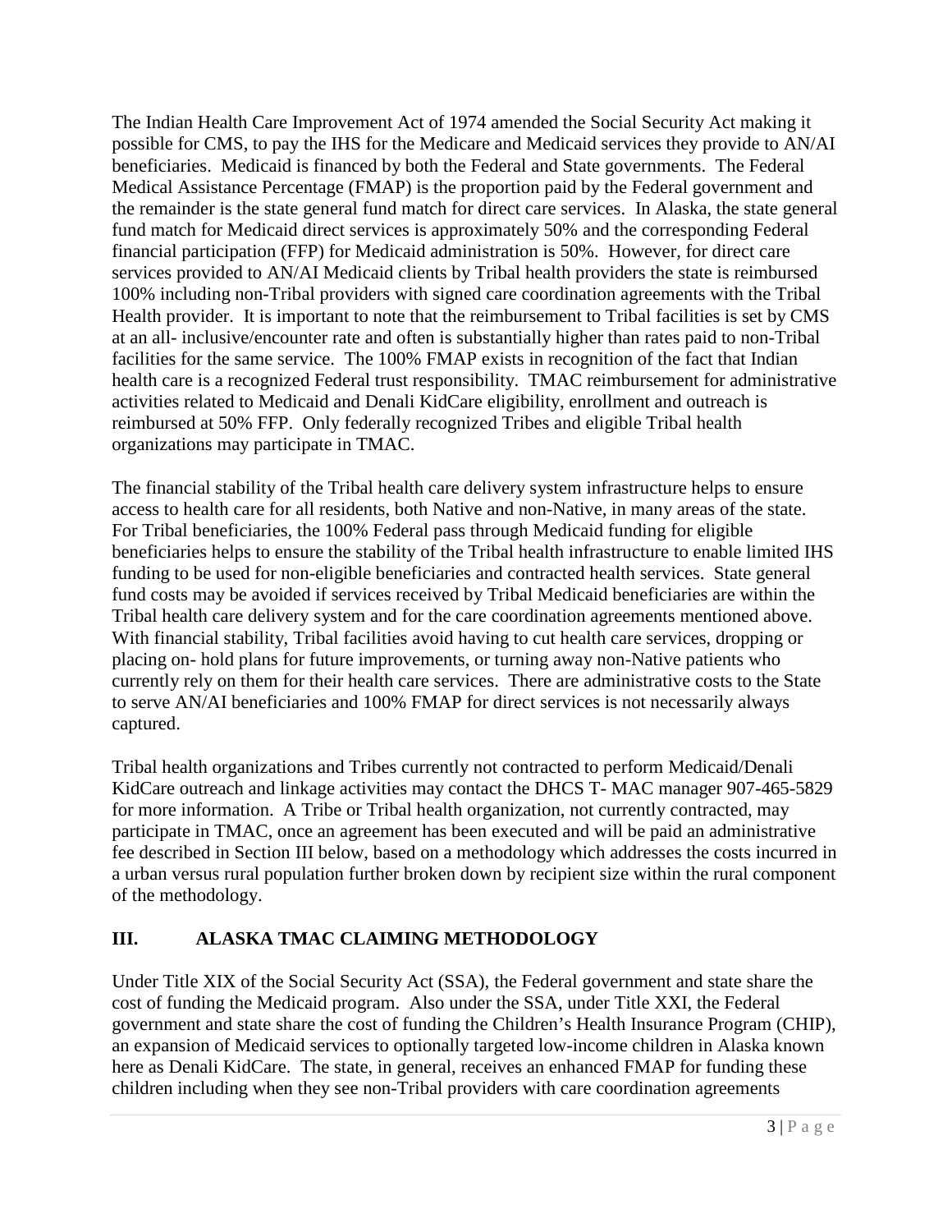The Indian Health Care Improvement Act of 1974 amended the Social Security Act making it possible for CMS, to pay the IHS for the Medicare and Medicaid services they provide to AN/AI beneficiaries. Medicaid is financed by both the Federal and State governments. The Federal Medical Assistance Percentage (FMAP) is the proportion paid by the Federal government and the remainder is the state general fund match for direct care services. In Alaska, the state general fund match for Medicaid direct services is approximately 50% and the corresponding Federal financial participation (FFP) for Medicaid administration is 50%. However, for direct care services provided to AN/AI Medicaid clients by Tribal health providers the state is reimbursed 100% including non-Tribal providers with signed care coordination agreements with the Tribal Health provider. It is important to note that the reimbursement to Tribal facilities is set by CMS at an all- inclusive/encounter rate and often is substantially higher than rates paid to non-Tribal facilities for the same service. The 100% FMAP exists in recognition of the fact that Indian health care is a recognized Federal trust responsibility. TMAC reimbursement for administrative activities related to Medicaid and Denali KidCare eligibility, enrollment and outreach is reimbursed at 50% FFP. Only federally recognized Tribes and eligible Tribal health organizations may participate in TMAC.

The financial stability of the Tribal health care delivery system infrastructure helps to ensure access to health care for all residents, both Native and non-Native, in many areas of the state. For Tribal beneficiaries, the 100% Federal pass through Medicaid funding for eligible beneficiaries helps to ensure the stability of the Tribal health infrastructure to enable limited IHS funding to be used for non-eligible beneficiaries and contracted health services. State general fund costs may be avoided if services received by Tribal Medicaid beneficiaries are within the Tribal health care delivery system and for the care coordination agreements mentioned above. With financial stability, Tribal facilities avoid having to cut health care services, dropping or placing on- hold plans for future improvements, or turning away non-Native patients who currently rely on them for their health care services. There are administrative costs to the State to serve AN/AI beneficiaries and 100% FMAP for direct services is not necessarily always captured.

Tribal health organizations and Tribes currently not contracted to perform Medicaid/Denali KidCare outreach and linkage activities may contact the DHCS T- MAC manager 907-465-5829 for more information. A Tribe or Tribal health organization, not currently contracted, may participate in TMAC, once an agreement has been executed and will be paid an administrative fee described in Section III below, based on a methodology which addresses the costs incurred in a urban versus rural population further broken down by recipient size within the rural component of the methodology.

## III. ALASKA TMAC CLAIMING METHODOLOGY

Under Title XIX of the Social Security Act (SSA), the Federal government and state share the cost of funding the Medicaid program. Also under the SSA, under Title XXI, the Federal government and state share the cost of funding the Children's Health Insurance Program (CHIP), an expansion of Medicaid services to optionally targeted low-income children in Alaska known here as Denali KidCare. The state, in general, receives an enhanced FMAP for funding these children including when they see non-Tribal providers with care coordination agreements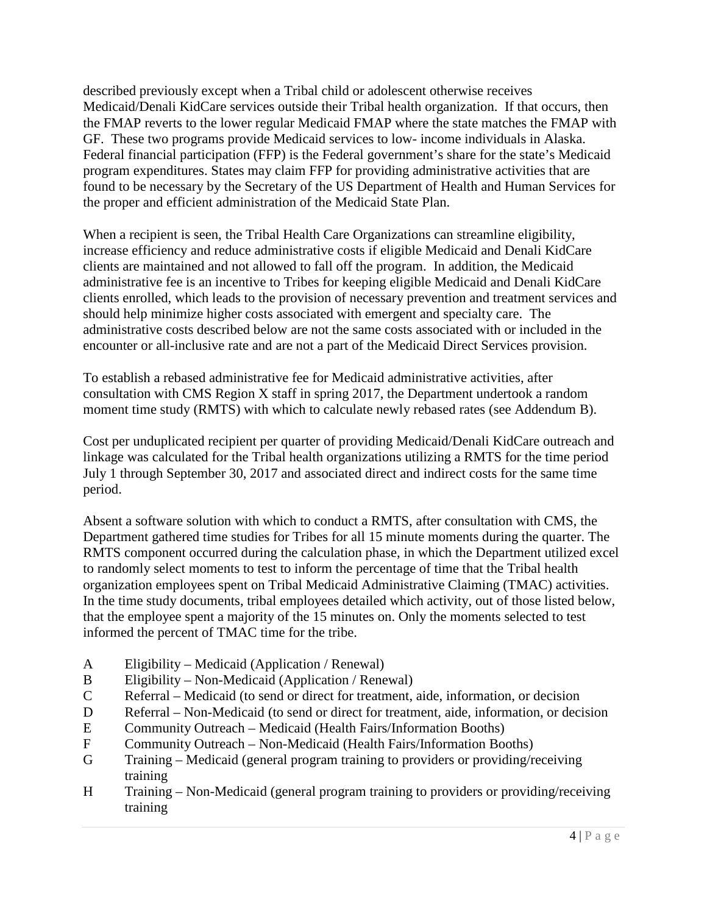described previously except when a Tribal child or adolescent otherwise receives Medicaid/Denali KidCare services outside their Tribal health organization. If that occurs, then the FMAP reverts to the lower regular Medicaid FMAP where the state matches the FMAP with GF. These two programs provide Medicaid services to low- income individuals in Alaska. Federal financial participation (FFP) is the Federal government's share for the state's Medicaid program expenditures. States may claim FFP for providing administrative activities that are found to be necessary by the Secretary of the US Department of Health and Human Services for the proper and efficient administration of the Medicaid State Plan.

When a recipient is seen, the Tribal Health Care Organizations can streamline eligibility, increase efficiency and reduce administrative costs if eligible Medicaid and Denali KidCare clients are maintained and not allowed to fall off the program. In addition, the Medicaid administrative fee is an incentive to Tribes for keeping eligible Medicaid and Denali KidCare clients enrolled, which leads to the provision of necessary prevention and treatment services and should help minimize higher costs associated with emergent and specialty care. The administrative costs described below are not the same costs associated with or included in the encounter or all-inclusive rate and are not a part of the Medicaid Direct Services provision.

To establish a rebased administrative fee for Medicaid administrative activities, after consultation with CMS Region X staff in spring 2017, the Department undertook a random moment time study (RMTS) with which to calculate newly rebased rates (see Addendum B).

Cost per unduplicated recipient per quarter of providing Medicaid/Denali KidCare outreach and linkage was calculated for the Tribal health organizations utilizing a RMTS for the time period July 1 through September 30, 2017 and associated direct and indirect costs for the same time period.

Absent a software solution with which to conduct a RMTS, after consultation with CMS, the Department gathered time studies for Tribes for all 15 minute moments during the quarter. The RMTS component occurred during the calculation phase, in which the Department utilized excel to randomly select moments to test to inform the percentage of time that the Tribal health organization employees spent on Tribal Medicaid Administrative Claiming (TMAC) activities. In the time study documents, tribal employees detailed which activity, out of those listed below, that the employee spent a majority of the 15 minutes on. Only the moments selected to test informed the percent of TMAC time for the tribe.

- A Eligibility – Medicaid (Application / Renewal)
- B Eligibility – Non-Medicaid (Application / Renewal)
- C Referral – Medicaid (to send or direct for treatment, aide, information, or decision
- D Referral – Non-Medicaid (to send or direct for treatment, aide, information, or decision
- E Community Outreach – Medicaid (Health Fairs/Information Booths)
- F Community Outreach – Non-Medicaid (Health Fairs/Information Booths)
- G Training – Medicaid (general program training to providers or providing/receiving training
- H Training – Non-Medicaid (general program training to providers or providing/receiving training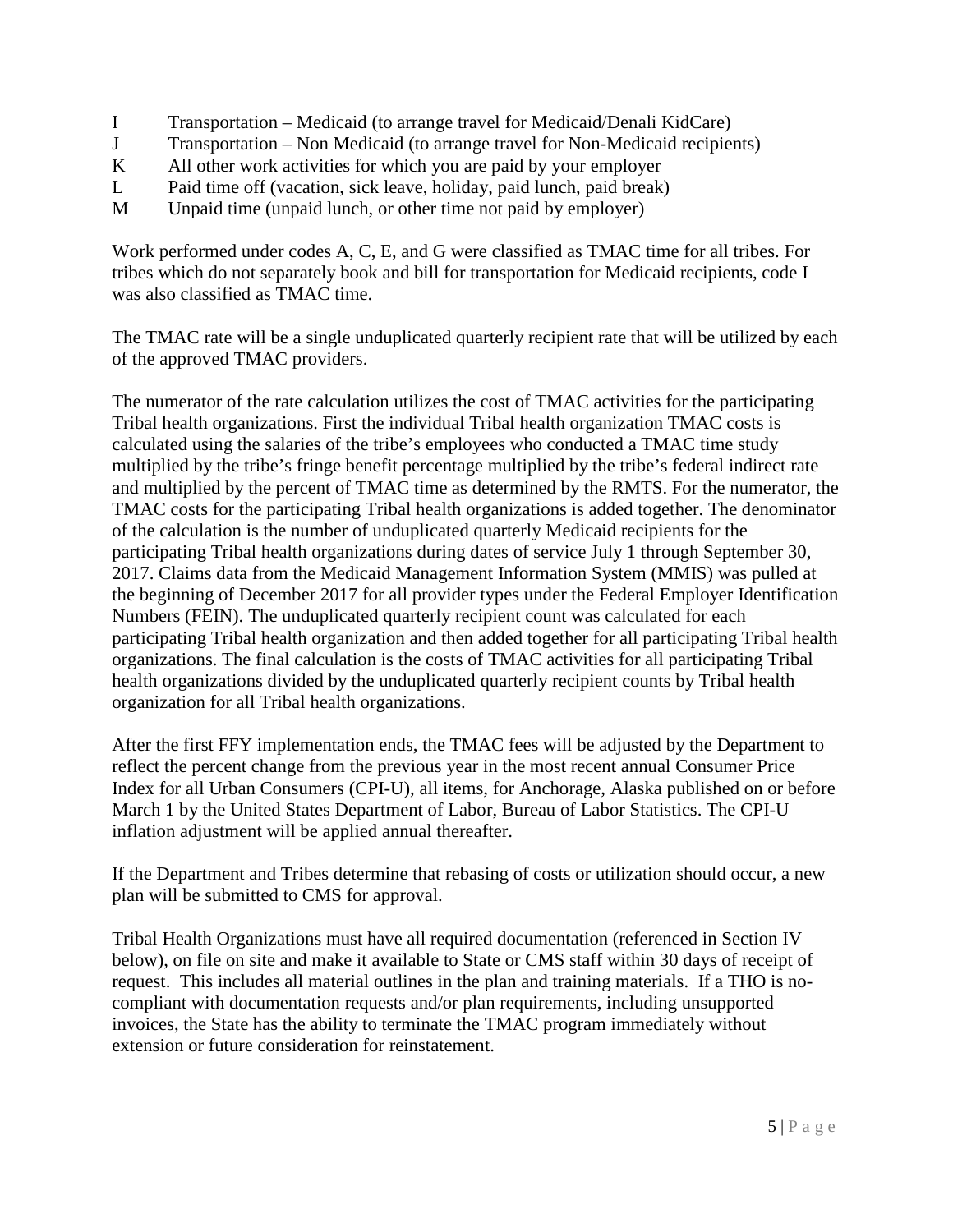I Transportation – Medicaid (to arrange travel for Medicaid/Denali KidCare)
J Transportation – Non Medicaid (to arrange travel for Non-Medicaid recipients)
K All other work activities for which you are paid by your employer
L Paid time off (vacation, sick leave, holiday, paid lunch, paid break)
M Unpaid time (unpaid lunch, or other time not paid by employer)

Work performed under codes A, C, E, and G were classified as TMAC time for all tribes. For tribes which do not separately book and bill for transportation for Medicaid recipients, code I was also classified as TMAC time.

The TMAC rate will be a single unduplicated quarterly recipient rate that will be utilized by each of the approved TMAC providers.

The numerator of the rate calculation utilizes the cost of TMAC activities for the participating Tribal health organizations. First the individual Tribal health organization TMAC costs is calculated using the salaries of the tribe's employees who conducted a TMAC time study multiplied by the tribe's fringe benefit percentage multiplied by the tribe's federal indirect rate and multiplied by the percent of TMAC time as determined by the RMTS. For the numerator, the TMAC costs for the participating Tribal health organizations is added together. The denominator of the calculation is the number of unduplicated quarterly Medicaid recipients for the participating Tribal health organizations during dates of service July 1 through September 30, 2017. Claims data from the Medicaid Management Information System (MMIS) was pulled at the beginning of December 2017 for all provider types under the Federal Employer Identification Numbers (FEIN). The unduplicated quarterly recipient count was calculated for each participating Tribal health organization and then added together for all participating Tribal health organizations. The final calculation is the costs of TMAC activities for all participating Tribal health organizations divided by the unduplicated quarterly recipient counts by Tribal health organization for all Tribal health organizations.

After the first FFY implementation ends, the TMAC fees will be adjusted by the Department to reflect the percent change from the previous year in the most recent annual Consumer Price Index for all Urban Consumers (CPI-U), all items, for Anchorage, Alaska published on or before March 1 by the United States Department of Labor, Bureau of Labor Statistics. The CPI-U inflation adjustment will be applied annual thereafter.

If the Department and Tribes determine that rebasing of costs or utilization should occur, a new plan will be submitted to CMS for approval.

Tribal Health Organizations must have all required documentation (referenced in Section IV below), on file on site and make it available to State or CMS staff within 30 days of receipt of request. This includes all material outlines in the plan and training materials. If a THO is no-compliant with documentation requests and/or plan requirements, including unsupported invoices, the State has the ability to terminate the TMAC program immediately without extension or future consideration for reinstatement.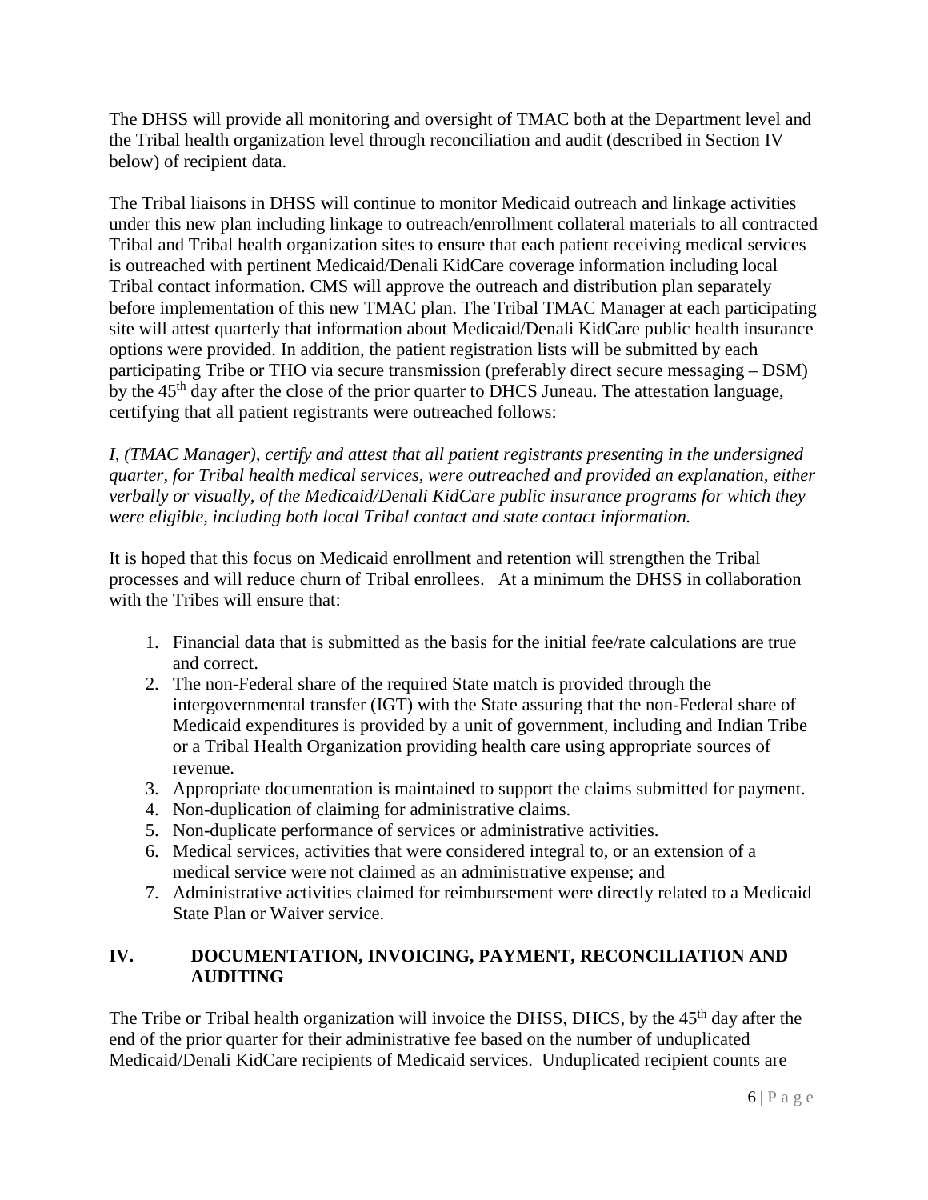The DHSS will provide all monitoring and oversight of TMAC both at the Department level and the Tribal health organization level through reconciliation and audit (described in Section IV below) of recipient data.

The Tribal liaisons in DHSS will continue to monitor Medicaid outreach and linkage activities under this new plan including linkage to outreach/enrollment collateral materials to all contracted Tribal and Tribal health organization sites to ensure that each patient receiving medical services is outreached with pertinent Medicaid/Denali KidCare coverage information including local Tribal contact information. CMS will approve the outreach and distribution plan separately before implementation of this new TMAC plan. The Tribal TMAC Manager at each participating site will attest quarterly that information about Medicaid/Denali KidCare public health insurance options were provided. In addition, the patient registration lists will be submitted by each participating Tribe or THO via secure transmission (preferably direct secure messaging – DSM) by the 45th day after the close of the prior quarter to DHCS Juneau. The attestation language, certifying that all patient registrants were outreached follows:

*I, (TMAC Manager), certify and attest that all patient registrants presenting in the undersigned quarter, for Tribal health medical services, were outreached and provided an explanation, either verbally or visually, of the Medicaid/Denali KidCare public insurance programs for which they were eligible, including both local Tribal contact and state contact information.*

It is hoped that this focus on Medicaid enrollment and retention will strengthen the Tribal processes and will reduce churn of Tribal enrollees. At a minimum the DHSS in collaboration with the Tribes will ensure that:

1. Financial data that is submitted as the basis for the initial fee/rate calculations are true and correct.
2. The non-Federal share of the required State match is provided through the intergovernmental transfer (IGT) with the State assuring that the non-Federal share of Medicaid expenditures is provided by a unit of government, including and Indian Tribe or a Tribal Health Organization providing health care using appropriate sources of revenue.
3. Appropriate documentation is maintained to support the claims submitted for payment.
4. Non-duplication of claiming for administrative claims.
5. Non-duplicate performance of services or administrative activities.
6. Medical services, activities that were considered integral to, or an extension of a medical service were not claimed as an administrative expense; and
7. Administrative activities claimed for reimbursement were directly related to a Medicaid State Plan or Waiver service.

## IV. DOCUMENTATION, INVOICING, PAYMENT, RECONCILIATION AND AUDITING

The Tribe or Tribal health organization will invoice the DHSS, DHCS, by the 45th day after the end of the prior quarter for their administrative fee based on the number of unduplicated Medicaid/Denali KidCare recipients of Medicaid services. Unduplicated recipient counts are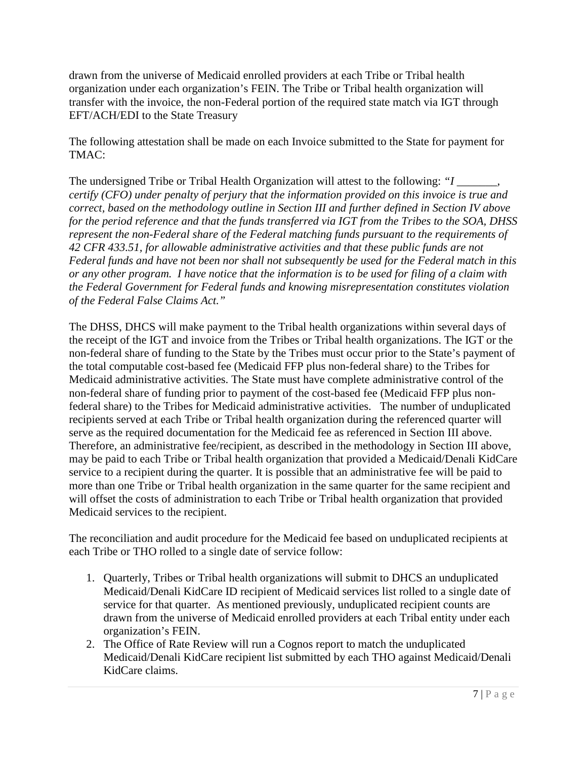drawn from the universe of Medicaid enrolled providers at each Tribe or Tribal health organization under each organization's FEIN. The Tribe or Tribal health organization will transfer with the invoice, the non-Federal portion of the required state match via IGT through EFT/ACH/EDI to the State Treasury

The following attestation shall be made on each Invoice submitted to the State for payment for TMAC:

The undersigned Tribe or Tribal Health Organization will attest to the following: *"I _______, certify (CFO) under penalty of perjury that the information provided on this invoice is true and correct, based on the methodology outline in Section III and further defined in Section IV above for the period reference and that the funds transferred via IGT from the Tribes to the SOA, DHSS represent the non-Federal share of the Federal matching funds pursuant to the requirements of 42 CFR 433.51, for allowable administrative activities and that these public funds are not Federal funds and have not been nor shall not subsequently be used for the Federal match in this or any other program. I have notice that the information is to be used for filing of a claim with the Federal Government for Federal funds and knowing misrepresentation constitutes violation of the Federal False Claims Act."*

The DHSS, DHCS will make payment to the Tribal health organizations within several days of the receipt of the IGT and invoice from the Tribes or Tribal health organizations. The IGT or the non-federal share of funding to the State by the Tribes must occur prior to the State's payment of the total computable cost-based fee (Medicaid FFP plus non-federal share) to the Tribes for Medicaid administrative activities. The State must have complete administrative control of the non-federal share of funding prior to payment of the cost-based fee (Medicaid FFP plus non-federal share) to the Tribes for Medicaid administrative activities. The number of unduplicated recipients served at each Tribe or Tribal health organization during the referenced quarter will serve as the required documentation for the Medicaid fee as referenced in Section III above. Therefore, an administrative fee/recipient, as described in the methodology in Section III above, may be paid to each Tribe or Tribal health organization that provided a Medicaid/Denali KidCare service to a recipient during the quarter. It is possible that an administrative fee will be paid to more than one Tribe or Tribal health organization in the same quarter for the same recipient and will offset the costs of administration to each Tribe or Tribal health organization that provided Medicaid services to the recipient.

The reconciliation and audit procedure for the Medicaid fee based on unduplicated recipients at each Tribe or THO rolled to a single date of service follow:

1. Quarterly, Tribes or Tribal health organizations will submit to DHCS an unduplicated Medicaid/Denali KidCare ID recipient of Medicaid services list rolled to a single date of service for that quarter. As mentioned previously, unduplicated recipient counts are drawn from the universe of Medicaid enrolled providers at each Tribal entity under each organization's FEIN.
2. The Office of Rate Review will run a Cognos report to match the unduplicated Medicaid/Denali KidCare recipient list submitted by each THO against Medicaid/Denali KidCare claims.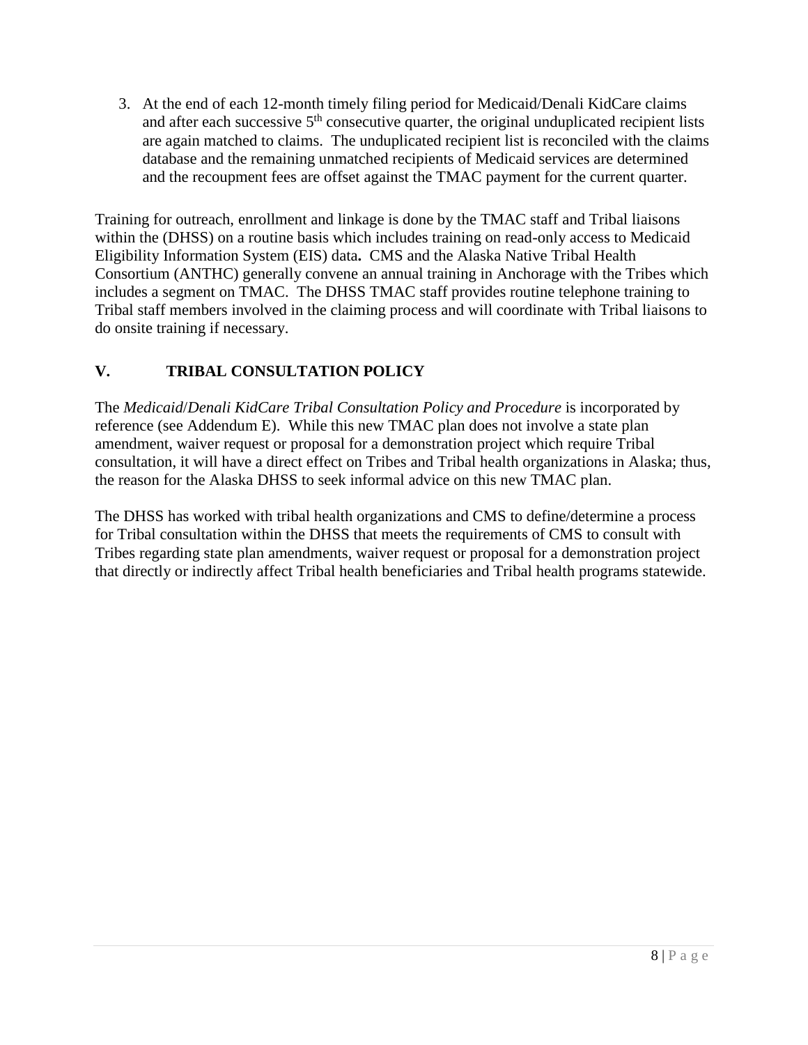3. At the end of each 12-month timely filing period for Medicaid/Denali KidCare claims and after each successive 5th consecutive quarter, the original unduplicated recipient lists are again matched to claims. The unduplicated recipient list is reconciled with the claims database and the remaining unmatched recipients of Medicaid services are determined and the recoupment fees are offset against the TMAC payment for the current quarter.

Training for outreach, enrollment and linkage is done by the TMAC staff and Tribal liaisons within the (DHSS) on a routine basis which includes training on read-only access to Medicaid Eligibility Information System (EIS) data**.** CMS and the Alaska Native Tribal Health Consortium (ANTHC) generally convene an annual training in Anchorage with the Tribes which includes a segment on TMAC. The DHSS TMAC staff provides routine telephone training to Tribal staff members involved in the claiming process and will coordinate with Tribal liaisons to do onsite training if necessary.

## V. TRIBAL CONSULTATION POLICY

The *Medicaid/Denali KidCare Tribal Consultation Policy and Procedure* is incorporated by reference (see Addendum E). While this new TMAC plan does not involve a state plan amendment, waiver request or proposal for a demonstration project which require Tribal consultation, it will have a direct effect on Tribes and Tribal health organizations in Alaska; thus, the reason for the Alaska DHSS to seek informal advice on this new TMAC plan.

The DHSS has worked with tribal health organizations and CMS to define/determine a process for Tribal consultation within the DHSS that meets the requirements of CMS to consult with Tribes regarding state plan amendments, waiver request or proposal for a demonstration project that directly or indirectly affect Tribal health beneficiaries and Tribal health programs statewide.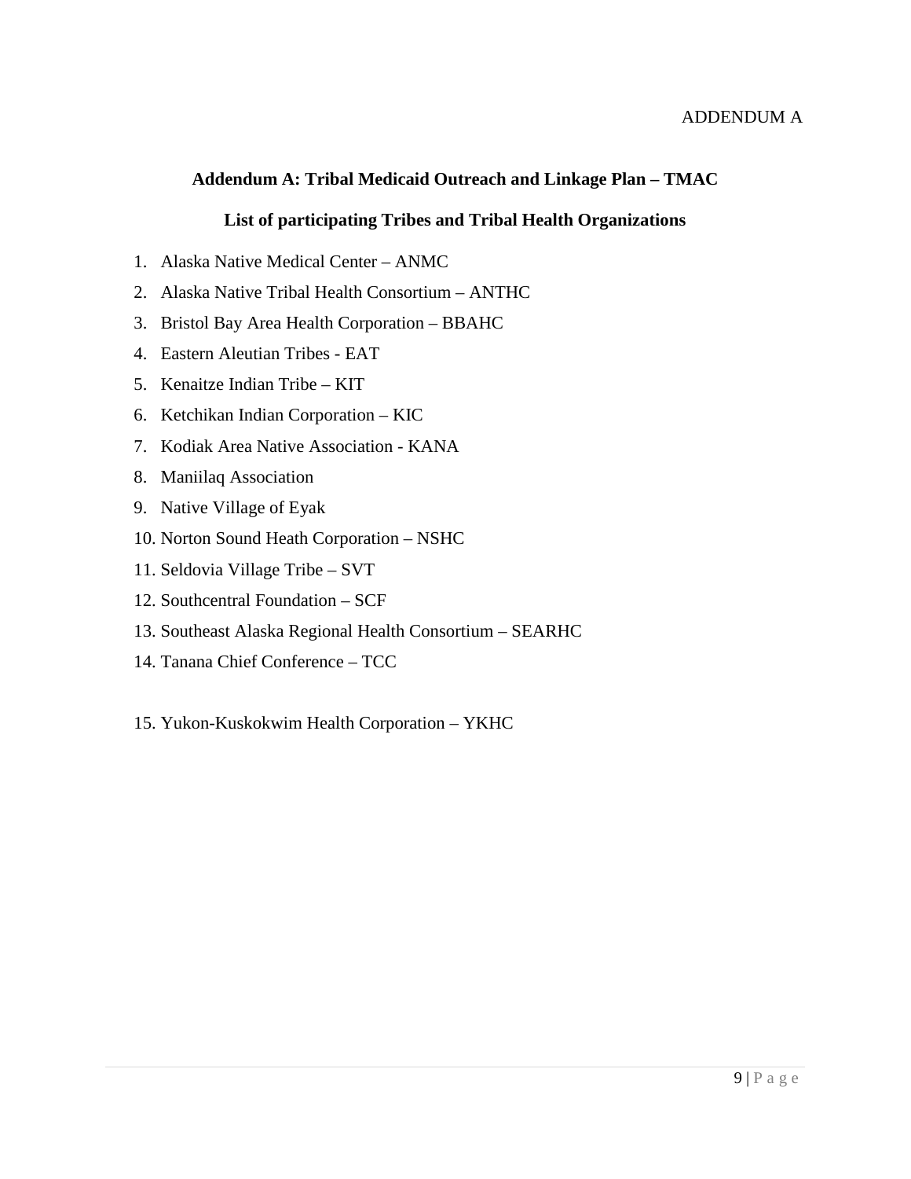ADDENDUM A

## Addendum A: Tribal Medicaid Outreach and Linkage Plan – TMAC

### List of participating Tribes and Tribal Health Organizations

1. Alaska Native Medical Center – ANMC
2. Alaska Native Tribal Health Consortium – ANTHC
3. Bristol Bay Area Health Corporation – BBAHC
4. Eastern Aleutian Tribes - EAT
5. Kenaitze Indian Tribe – KIT
6. Ketchikan Indian Corporation – KIC
7. Kodiak Area Native Association - KANA
8. Maniilaq Association
9. Native Village of Eyak
10. Norton Sound Heath Corporation – NSHC
11. Seldovia Village Tribe – SVT
12. Southcentral Foundation – SCF
13. Southeast Alaska Regional Health Consortium – SEARHC
14. Tanana Chief Conference – TCC
15. Yukon-Kuskokwim Health Corporation – YKHC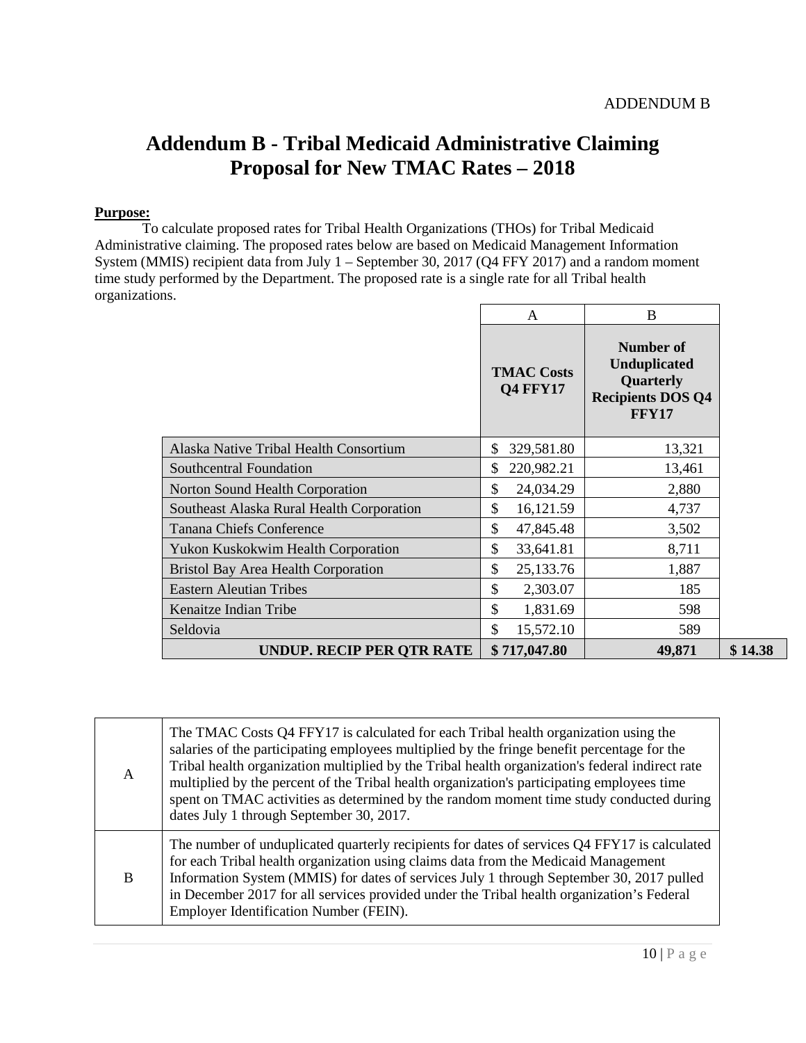ADDENDUM B

# Addendum B - Tribal Medicaid Administrative Claiming Proposal for New TMAC Rates – 2018

**Purpose:**

To calculate proposed rates for Tribal Health Organizations (THOs) for Tribal Medicaid Administrative claiming. The proposed rates below are based on Medicaid Management Information System (MMIS) recipient data from July 1 – September 30, 2017 (Q4 FFY 2017) and a random moment time study performed by the Department. The proposed rate is a single rate for all Tribal health organizations.

| | A | B | |
|---|---|---|---|
| | **TMAC Costs Q4 FFY17** | **Number of Unduplicated Quarterly Recipients DOS Q4 FFY17** | |
| Alaska Native Tribal Health Consortium | $ 329,581.80 | 13,321 | |
| Southcentral Foundation | $ 220,982.21 | 13,461 | |
| Norton Sound Health Corporation | $ 24,034.29 | 2,880 | |
| Southeast Alaska Rural Health Corporation | $ 16,121.59 | 4,737 | |
| Tanana Chiefs Conference | $ 47,845.48 | 3,502 | |
| Yukon Kuskokwim Health Corporation | $ 33,641.81 | 8,711 | |
| Bristol Bay Area Health Corporation | $ 25,133.76 | 1,887 | |
| Eastern Aleutian Tribes | $ 2,303.07 | 185 | |
| Kenaitze Indian Tribe | $ 1,831.69 | 598 | |
| Seldovia | $ 15,572.10 | 589 | |
| **UNDUP. RECIP PER QTR RATE** | **$ 717,047.80** | **49,871** | **$ 14.38** |

| | |
|---|---|
| A | The TMAC Costs Q4 FFY17 is calculated for each Tribal health organization using the salaries of the participating employees multiplied by the fringe benefit percentage for the Tribal health organization multiplied by the Tribal health organization's federal indirect rate multiplied by the percent of the Tribal health organization's participating employees time spent on TMAC activities as determined by the random moment time study conducted during dates July 1 through September 30, 2017. |
| B | The number of unduplicated quarterly recipients for dates of services Q4 FFY17 is calculated for each Tribal health organization using claims data from the Medicaid Management Information System (MMIS) for dates of services July 1 through September 30, 2017 pulled in December 2017 for all services provided under the Tribal health organization's Federal Employer Identification Number (FEIN). |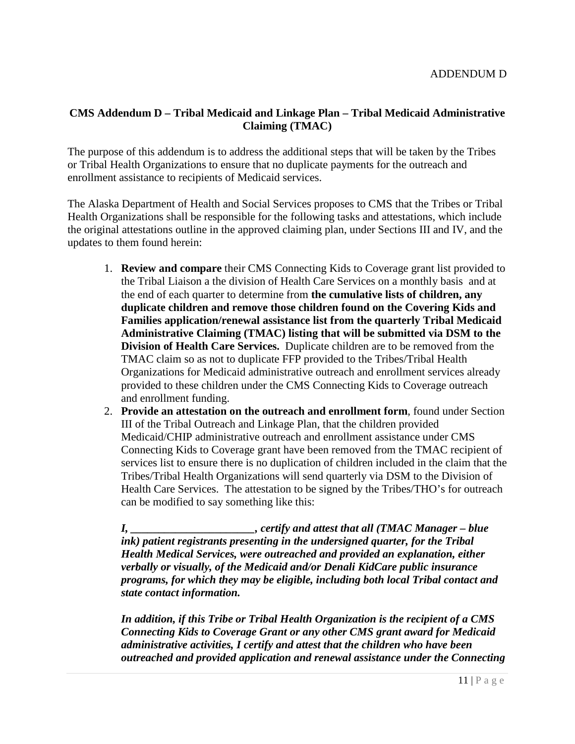ADDENDUM D

## CMS Addendum D – Tribal Medicaid and Linkage Plan – Tribal Medicaid Administrative Claiming (TMAC)

The purpose of this addendum is to address the additional steps that will be taken by the Tribes or Tribal Health Organizations to ensure that no duplicate payments for the outreach and enrollment assistance to recipients of Medicaid services.

The Alaska Department of Health and Social Services proposes to CMS that the Tribes or Tribal Health Organizations shall be responsible for the following tasks and attestations, which include the original attestations outline in the approved claiming plan, under Sections III and IV, and the updates to them found herein:

1. **Review and compare** their CMS Connecting Kids to Coverage grant list provided to the Tribal Liaison a the division of Health Care Services on a monthly basis and at the end of each quarter to determine from **the cumulative lists of children, any duplicate children and remove those children found on the Covering Kids and Families application/renewal assistance list from the quarterly Tribal Medicaid Administrative Claiming (TMAC) listing that will be submitted via DSM to the Division of Health Care Services.** Duplicate children are to be removed from the TMAC claim so as not to duplicate FFP provided to the Tribes/Tribal Health Organizations for Medicaid administrative outreach and enrollment services already provided to these children under the CMS Connecting Kids to Coverage outreach and enrollment funding.
2. **Provide an attestation on the outreach and enrollment form**, found under Section III of the Tribal Outreach and Linkage Plan, that the children provided Medicaid/CHIP administrative outreach and enrollment assistance under CMS Connecting Kids to Coverage grant have been removed from the TMAC recipient of services list to ensure there is no duplication of children included in the claim that the Tribes/Tribal Health Organizations will send quarterly via DSM to the Division of Health Care Services. The attestation to be signed by the Tribes/THO's for outreach can be modified to say something like this:

   ***I, \_\_\_\_\_\_\_\_\_\_\_\_\_\_\_\_\_\_\_\_\_\_, certify and attest that all (TMAC Manager – blue ink) patient registrants presenting in the undersigned quarter, for the Tribal Health Medical Services, were outreached and provided an explanation, either verbally or visually, of the Medicaid and/or Denali KidCare public insurance programs, for which they may be eligible, including both local Tribal contact and state contact information.***

   ***In addition, if this Tribe or Tribal Health Organization is the recipient of a CMS Connecting Kids to Coverage Grant or any other CMS grant award for Medicaid administrative activities, I certify and attest that the children who have been outreached and provided application and renewal assistance under the Connecting***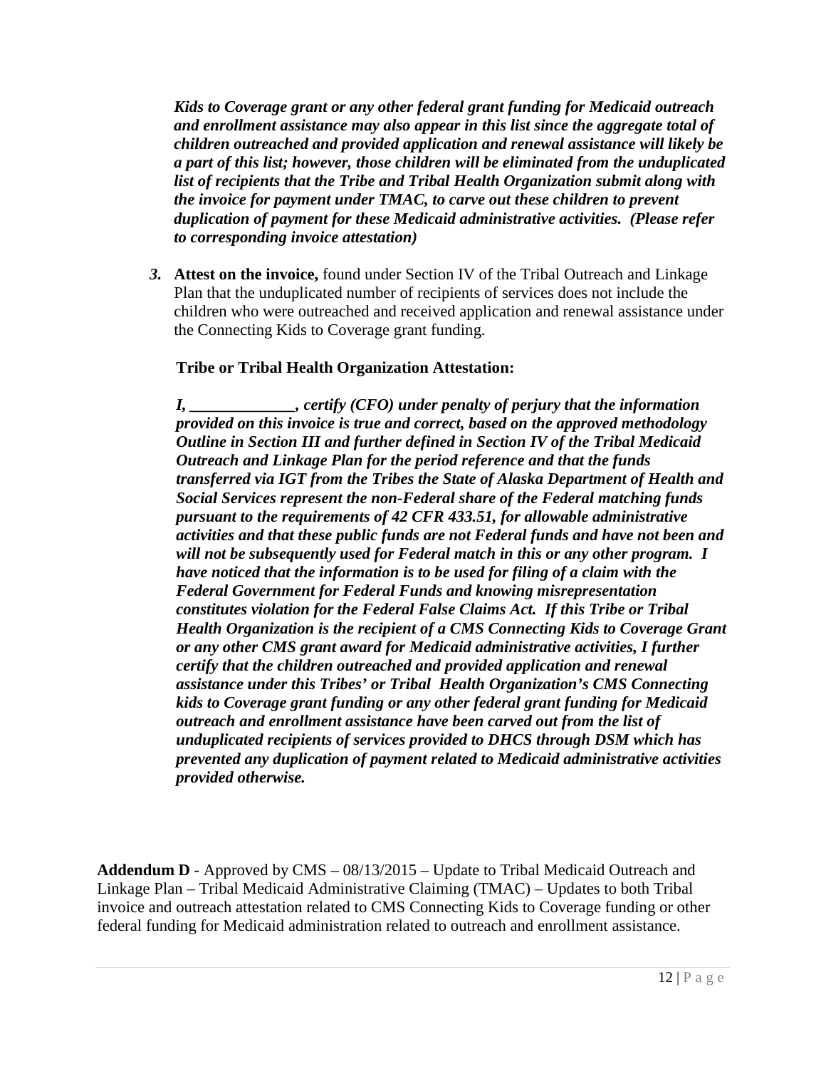***Kids to Coverage grant or any other federal grant funding for Medicaid outreach and enrollment assistance may also appear in this list since the aggregate total of children outreached and provided application and renewal assistance will likely be a part of this list; however, those children will be eliminated from the unduplicated list of recipients that the Tribe and Tribal Health Organization submit along with the invoice for payment under TMAC, to carve out these children to prevent duplication of payment for these Medicaid administrative activities. (Please refer to corresponding invoice attestation)***

***3.*** **Attest on the invoice,** found under Section IV of the Tribal Outreach and Linkage Plan that the unduplicated number of recipients of services does not include the children who were outreached and received application and renewal assistance under the Connecting Kids to Coverage grant funding.

**Tribe or Tribal Health Organization Attestation:**

***I, _____________, certify (CFO) under penalty of perjury that the information provided on this invoice is true and correct, based on the approved methodology Outline in Section III and further defined in Section IV of the Tribal Medicaid Outreach and Linkage Plan for the period reference and that the funds transferred via IGT from the Tribes the State of Alaska Department of Health and Social Services represent the non-Federal share of the Federal matching funds pursuant to the requirements of 42 CFR 433.51, for allowable administrative activities and that these public funds are not Federal funds and have not been and will not be subsequently used for Federal match in this or any other program. I have noticed that the information is to be used for filing of a claim with the Federal Government for Federal Funds and knowing misrepresentation constitutes violation for the Federal False Claims Act. If this Tribe or Tribal Health Organization is the recipient of a CMS Connecting Kids to Coverage Grant or any other CMS grant award for Medicaid administrative activities, I further certify that the children outreached and provided application and renewal assistance under this Tribes' or Tribal Health Organization's CMS Connecting kids to Coverage grant funding or any other federal grant funding for Medicaid outreach and enrollment assistance have been carved out from the list of unduplicated recipients of services provided to DHCS through DSM which has prevented any duplication of payment related to Medicaid administrative activities provided otherwise.***

**Addendum D** - Approved by CMS – 08/13/2015 – Update to Tribal Medicaid Outreach and Linkage Plan – Tribal Medicaid Administrative Claiming (TMAC) – Updates to both Tribal invoice and outreach attestation related to CMS Connecting Kids to Coverage funding or other federal funding for Medicaid administration related to outreach and enrollment assistance.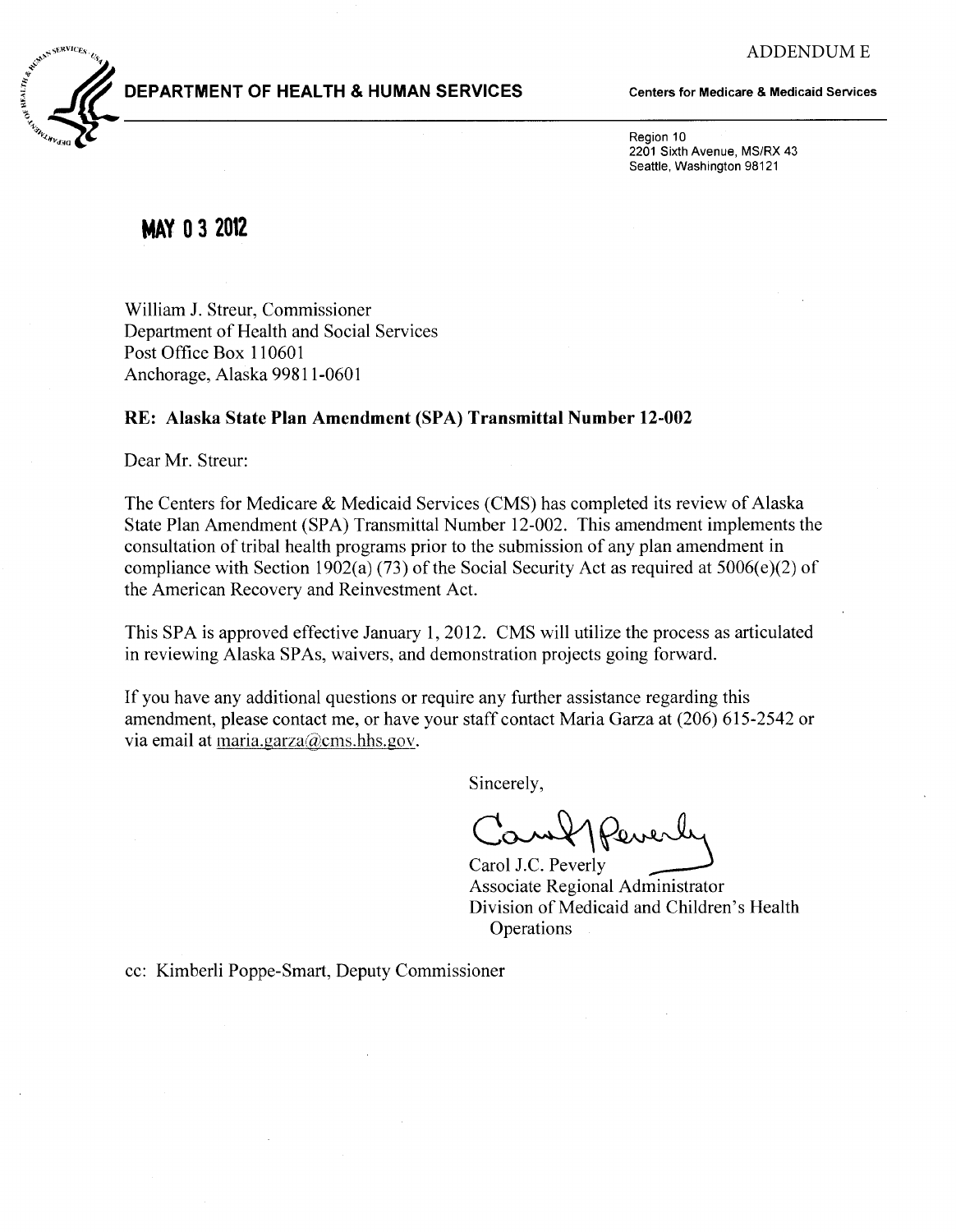ADDENDUM E

**DEPARTMENT OF HEALTH & HUMAN SERVICES**

**Centers for Medicare & Medicaid Services**

Region 10
2201 Sixth Avenue, MS/RX 43
Seattle, Washington 98121

**MAY 03 2012**

William J. Streur, Commissioner
Department of Health and Social Services
Post Office Box 110601
Anchorage, Alaska 99811-0601

**RE: Alaska State Plan Amendment (SPA) Transmittal Number 12-002**

Dear Mr. Streur:

The Centers for Medicare & Medicaid Services (CMS) has completed its review of Alaska State Plan Amendment (SPA) Transmittal Number 12-002. This amendment implements the consultation of tribal health programs prior to the submission of any plan amendment in compliance with Section 1902(a) (73) of the Social Security Act as required at 5006(e)(2) of the American Recovery and Reinvestment Act.

This SPA is approved effective January 1, 2012. CMS will utilize the process as articulated in reviewing Alaska SPAs, waivers, and demonstration projects going forward.

If you have any additional questions or require any further assistance regarding this amendment, please contact me, or have your staff contact Maria Garza at (206) 615-2542 or via email at maria.garza@cms.hhs.gov.

Sincerely,

Carol J.C. Peverly
Associate Regional Administrator
Division of Medicaid and Children's Health Operations

cc: Kimberli Poppe-Smart, Deputy Commissioner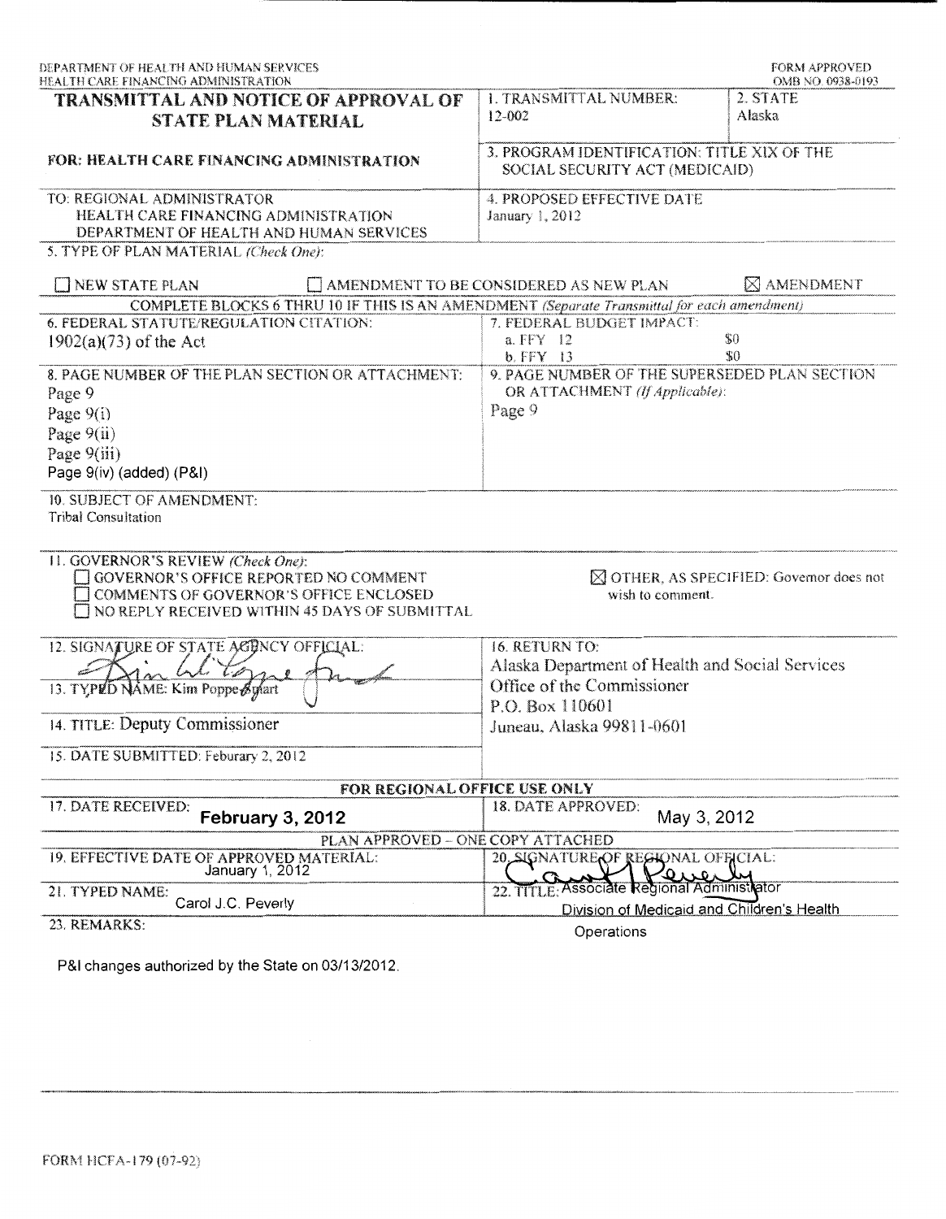DEPARTMENT OF HEALTH AND HUMAN SERVICES
HEALTH CARE FINANCING ADMINISTRATION

FORM APPROVED
OMB NO. 0938-0193

# TRANSMITTAL AND NOTICE OF APPROVAL OF STATE PLAN MATERIAL

**FOR: HEALTH CARE FINANCING ADMINISTRATION**

1. TRANSMITTAL NUMBER: 12-002

2. STATE: Alaska

3. PROGRAM IDENTIFICATION: TITLE XIX OF THE SOCIAL SECURITY ACT (MEDICAID)

TO: REGIONAL ADMINISTRATOR
HEALTH CARE FINANCING ADMINISTRATION
DEPARTMENT OF HEALTH AND HUMAN SERVICES

4. PROPOSED EFFECTIVE DATE: January 1, 2012

5. TYPE OF PLAN MATERIAL *(Check One)*:

☐ NEW STATE PLAN ☐ AMENDMENT TO BE CONSIDERED AS NEW PLAN ☒ AMENDMENT

COMPLETE BLOCKS 6 THRU 10 IF THIS IS AN AMENDMENT *(Separate Transmittal for each amendment)*

6. FEDERAL STATUTE/REGULATION CITATION: 1902(a)(73) of the Act

7. FEDERAL BUDGET IMPACT:
a. FFY 12 $0
b. FFY 13 $0

8. PAGE NUMBER OF THE PLAN SECTION OR ATTACHMENT:
Page 9
Page 9(i)
Page 9(ii)
Page 9(iii)
Page 9(iv) (added) (P&I)

9. PAGE NUMBER OF THE SUPERSEDED PLAN SECTION OR ATTACHMENT *(If Applicable)*:
Page 9

10. SUBJECT OF AMENDMENT:
Tribal Consultation

11. GOVERNOR'S REVIEW *(Check One)*:
☐ GOVERNOR'S OFFICE REPORTED NO COMMENT
☐ COMMENTS OF GOVERNOR'S OFFICE ENCLOSED
☐ NO REPLY RECEIVED WITHIN 45 DAYS OF SUBMITTAL
☒ OTHER, AS SPECIFIED: Governor does not wish to comment.

12. SIGNATURE OF STATE AGENCY OFFICIAL: [signature]

13. TYPED NAME: Kim Poppe-Smart

14. TITLE: Deputy Commissioner

15. DATE SUBMITTED: Feburary 2, 2012

16. RETURN TO:
Alaska Department of Health and Social Services
Office of the Commissioner
P.O. Box 110601
Juneau, Alaska 99811-0601

**FOR REGIONAL OFFICE USE ONLY**

17. DATE RECEIVED: **February 3, 2012**

18. DATE APPROVED: May 3, 2012

PLAN APPROVED – ONE COPY ATTACHED

19. EFFECTIVE DATE OF APPROVED MATERIAL: January 1, 2012

20. SIGNATURE OF REGIONAL OFFICIAL: [signature]

21. TYPED NAME: Carol J.C. Peverly

22. TITLE: Associate Regional Administrator
Division of Medicaid and Children's Health Operations

23. REMARKS:

P&I changes authorized by the State on 03/13/2012.

FORM HCFA-179 (07-92)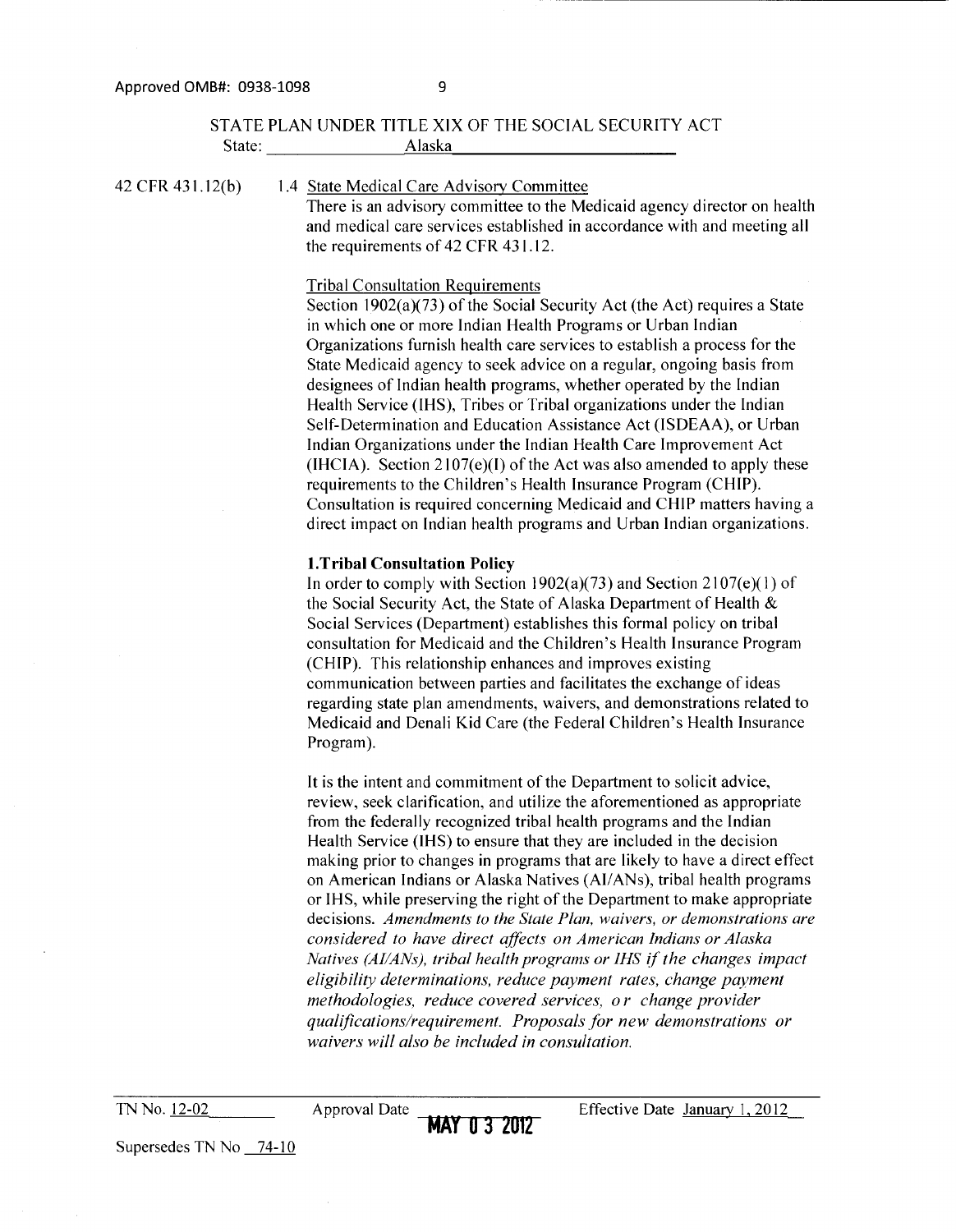Approved OMB#: 0938-1098

STATE PLAN UNDER TITLE XIX OF THE SOCIAL SECURITY ACT

State: Alaska

42 CFR 431.12(b)

1.4 State Medical Care Advisory Committee

There is an advisory committee to the Medicaid agency director on health and medical care services established in accordance with and meeting all the requirements of 42 CFR 431.12.

Tribal Consultation Requirements

Section 1902(a)(73) of the Social Security Act (the Act) requires a State in which one or more Indian Health Programs or Urban Indian Organizations furnish health care services to establish a process for the State Medicaid agency to seek advice on a regular, ongoing basis from designees of Indian health programs, whether operated by the Indian Health Service (IHS), Tribes or Tribal organizations under the Indian Self-Determination and Education Assistance Act (ISDEAA), or Urban Indian Organizations under the Indian Health Care Improvement Act (IHCIA). Section 2107(e)(I) of the Act was also amended to apply these requirements to the Children's Health Insurance Program (CHIP). Consultation is required concerning Medicaid and CHIP matters having a direct impact on Indian health programs and Urban Indian organizations.

**1.Tribal Consultation Policy**

In order to comply with Section 1902(a)(73) and Section 2107(e)(1) of the Social Security Act, the State of Alaska Department of Health & Social Services (Department) establishes this formal policy on tribal consultation for Medicaid and the Children's Health Insurance Program (CHIP). This relationship enhances and improves existing communication between parties and facilitates the exchange of ideas regarding state plan amendments, waivers, and demonstrations related to Medicaid and Denali Kid Care (the Federal Children's Health Insurance Program).

It is the intent and commitment of the Department to solicit advice, review, seek clarification, and utilize the aforementioned as appropriate from the federally recognized tribal health programs and the Indian Health Service (IHS) to ensure that they are included in the decision making prior to changes in programs that are likely to have a direct effect on American Indians or Alaska Natives (AI/ANs), tribal health programs or IHS, while preserving the right of the Department to make appropriate decisions. *Amendments to the State Plan, waivers, or demonstrations are considered to have direct affects on American Indians or Alaska Natives (AI/ANs), tribal health programs or IHS if the changes impact eligibility determinations, reduce payment rates, change payment methodologies, reduce covered services, or change provider qualifications/requirement. Proposals for new demonstrations or waivers will also be included in consultation.*

TN No. 12-02 | Approval Date MAY 03 2012 | Effective Date January 1, 2012

Supersedes TN No 74-10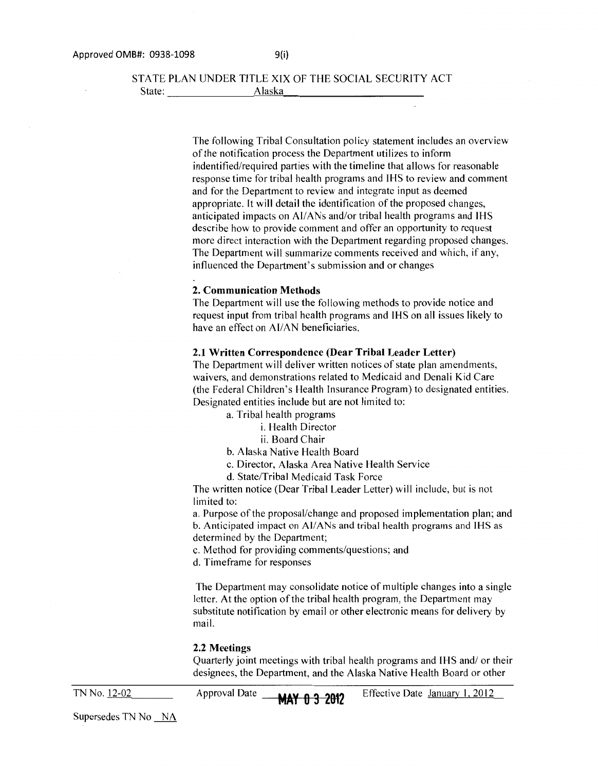The following Tribal Consultation policy statement includes an overview of the notification process the Department utilizes to inform indentified/required parties with the timeline that allows for reasonable response time for tribal health programs and IHS to review and comment and for the Department to review and integrate input as deemed appropriate. It will detail the identification of the proposed changes, anticipated impacts on AI/ANs and/or tribal health programs and IHS describe how to provide comment and offer an opportunity to request more direct interaction with the Department regarding proposed changes. The Department will summarize comments received and which, if any, influenced the Department's submission and or changes

.

**2. Communication Methods**

The Department will use the following methods to provide notice and request input from tribal health programs and IHS on all issues likely to have an effect on AI/AN beneficiaries.

**2.1 Written Correspondence (Dear Tribal Leader Letter)**

The Department will deliver written notices of state plan amendments, waivers, and demonstrations related to Medicaid and Denali Kid Care (the Federal Children's Health Insurance Program) to designated entities. Designated entities include but are not limited to:

a. Tribal health programs
  - i. Health Director
  - ii. Board Chair

b. Alaska Native Health Board

c. Director, Alaska Area Native Health Service

d. State/Tribal Medicaid Task Force

The written notice (Dear Tribal Leader Letter) will include, but is not limited to:

a. Purpose of the proposal/change and proposed implementation plan; and

b. Anticipated impact on AI/ANs and tribal health programs and IHS as determined by the Department;

c. Method for providing comments/questions; and

d. Timeframe for responses

The Department may consolidate notice of multiple changes into a single letter. At the option of the tribal health program, the Department may substitute notification by email or other electronic means for delivery by mail.

**2.2 Meetings**

Quarterly joint meetings with tribal health programs and IHS and/ or their designees, the Department, and the Alaska Native Health Board or other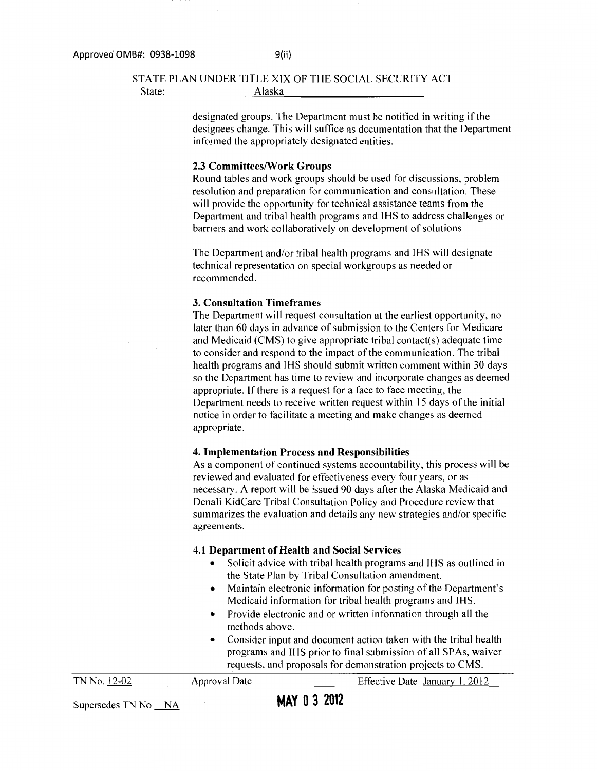STATE PLAN UNDER TITLE XIX OF THE SOCIAL SECURITY ACT
State: Alaska

designated groups. The Department must be notified in writing if the designees change. This will suffice as documentation that the Department informed the appropriately designated entities.

**2.3 Committees/Work Groups**

Round tables and work groups should be used for discussions, problem resolution and preparation for communication and consultation. These will provide the opportunity for technical assistance teams from the Department and tribal health programs and IHS to address challenges or barriers and work collaboratively on development of solutions

The Department and/or tribal health programs and IHS will designate technical representation on special workgroups as needed or recommended.

**3. Consultation Timeframes**

The Department will request consultation at the earliest opportunity, no later than 60 days in advance of submission to the Centers for Medicare and Medicaid (CMS) to give appropriate tribal contact(s) adequate time to consider and respond to the impact of the communication. The tribal health programs and IHS should submit written comment within 30 days so the Department has time to review and incorporate changes as deemed appropriate. If there is a request for a face to face meeting, the Department needs to receive written request within 15 days of the initial notice in order to facilitate a meeting and make changes as deemed appropriate.

**4. Implementation Process and Responsibilities**

As a component of continued systems accountability, this process will be reviewed and evaluated for effectiveness every four years, or as necessary. A report will be issued 90 days after the Alaska Medicaid and Denali KidCare Tribal Consultation Policy and Procedure review that summarizes the evaluation and details any new strategies and/or specific agreements.

**4.1 Department of Health and Social Services**

- Solicit advice with tribal health programs and IHS as outlined in the State Plan by Tribal Consultation amendment.
- Maintain electronic information for posting of the Department's Medicaid information for tribal health programs and IHS.
- Provide electronic and or written information through all the methods above.
- Consider input and document action taken with the tribal health programs and IHS prior to final submission of all SPAs, waiver requests, and proposals for demonstration projects to CMS.

TN No. 12-02 Approval Date MAY 03 2012 Effective Date January 1, 2012

Supersedes TN No NA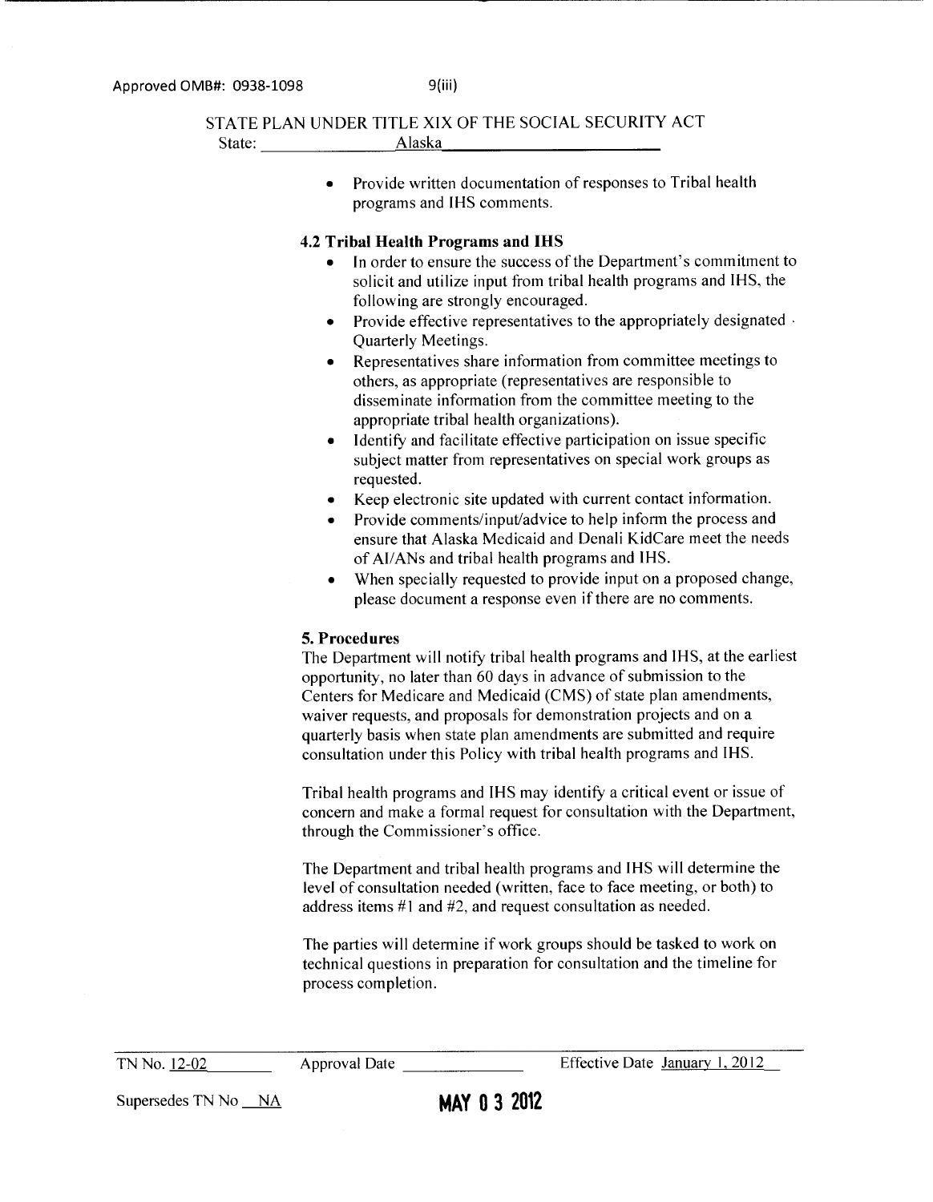STATE PLAN UNDER TITLE XIX OF THE SOCIAL SECURITY ACT
State: Alaska

- Provide written documentation of responses to Tribal health programs and IHS comments.

### 4.2 Tribal Health Programs and IHS

- In order to ensure the success of the Department's commitment to solicit and utilize input from tribal health programs and IHS, the following are strongly encouraged.
- Provide effective representatives to the appropriately designated · Quarterly Meetings.
- Representatives share information from committee meetings to others, as appropriate (representatives are responsible to disseminate information from the committee meeting to the appropriate tribal health organizations).
- Identify and facilitate effective participation on issue specific subject matter from representatives on special work groups as requested.
- Keep electronic site updated with current contact information.
- Provide comments/input/advice to help inform the process and ensure that Alaska Medicaid and Denali KidCare meet the needs of AI/ANs and tribal health programs and IHS.
- When specially requested to provide input on a proposed change, please document a response even if there are no comments.

### 5. Procedures

The Department will notify tribal health programs and IHS, at the earliest opportunity, no later than 60 days in advance of submission to the Centers for Medicare and Medicaid (CMS) of state plan amendments, waiver requests, and proposals for demonstration projects and on a quarterly basis when state plan amendments are submitted and require consultation under this Policy with tribal health programs and IHS.

Tribal health programs and IHS may identify a critical event or issue of concern and make a formal request for consultation with the Department, through the Commissioner's office.

The Department and tribal health programs and IHS will determine the level of consultation needed (written, face to face meeting, or both) to address items #1 and #2, and request consultation as needed.

The parties will determine if work groups should be tasked to work on technical questions in preparation for consultation and the timeline for process completion.

TN No. 12-02 Approval Date MAY 03 2012 Effective Date January 1, 2012

Supersedes TN No NA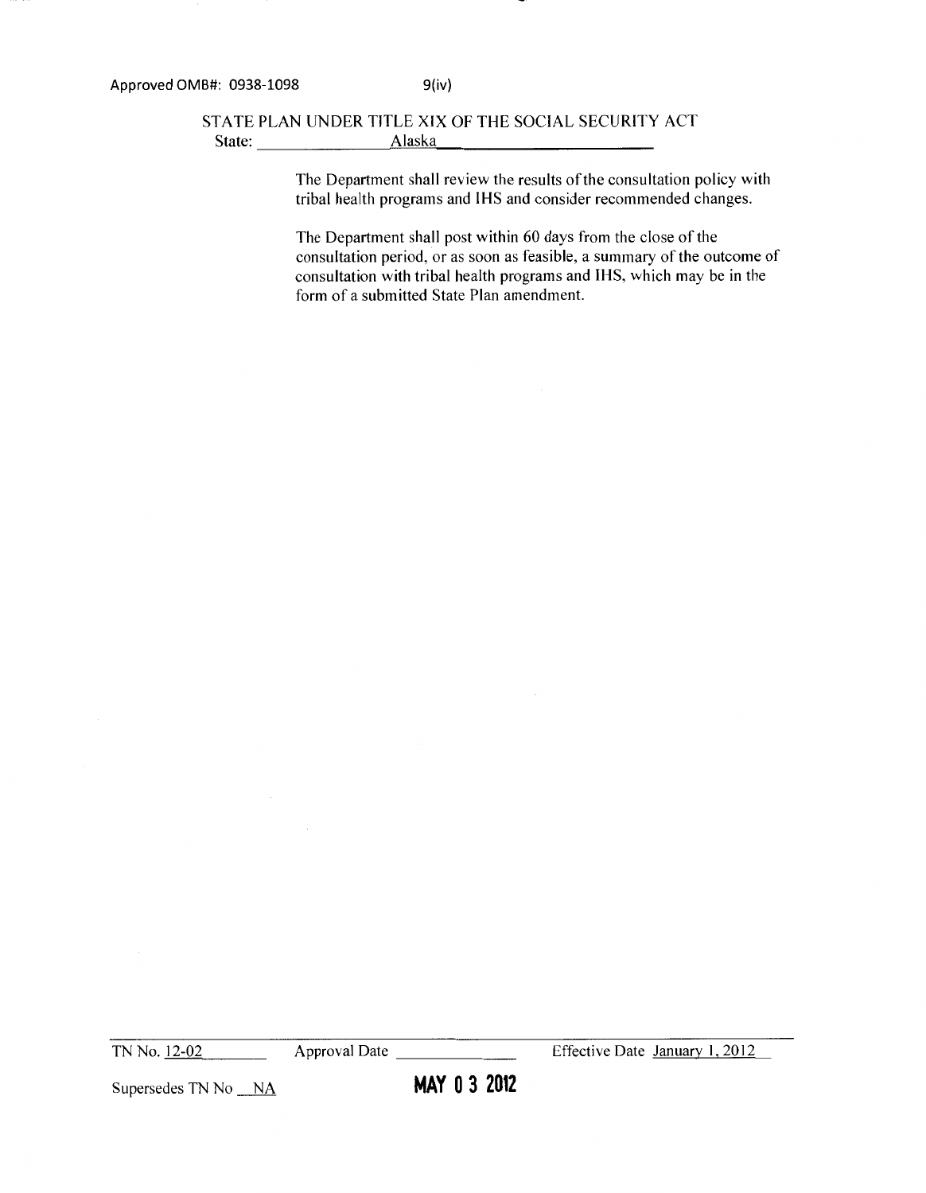Approved OMB#: 0938-1098 9(iv)

STATE PLAN UNDER TITLE XIX OF THE SOCIAL SECURITY ACT
State: Alaska

The Department shall review the results of the consultation policy with tribal health programs and IHS and consider recommended changes.

The Department shall post within 60 days from the close of the consultation period, or as soon as feasible, a summary of the outcome of consultation with tribal health programs and IHS, which may be in the form of a submitted State Plan amendment.

TN No. 12-02 Approval Date MAY 03 2012 Effective Date January 1, 2012

Supersedes TN No NA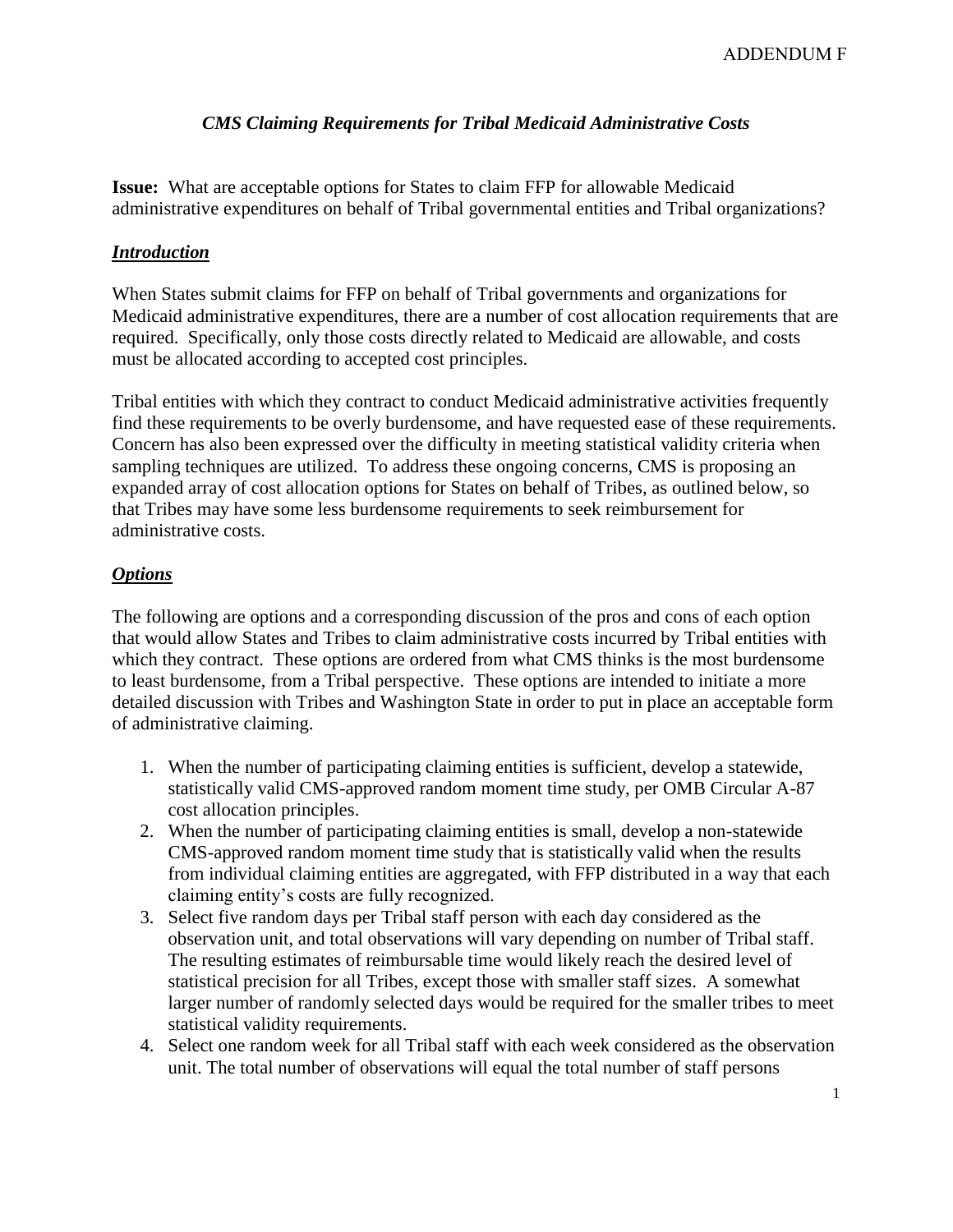ADDENDUM F

## *CMS Claiming Requirements for Tribal Medicaid Administrative Costs*

**Issue:** What are acceptable options for States to claim FFP for allowable Medicaid administrative expenditures on behalf of Tribal governmental entities and Tribal organizations?

### ***Introduction***

When States submit claims for FFP on behalf of Tribal governments and organizations for Medicaid administrative expenditures, there are a number of cost allocation requirements that are required. Specifically, only those costs directly related to Medicaid are allowable, and costs must be allocated according to accepted cost principles.

Tribal entities with which they contract to conduct Medicaid administrative activities frequently find these requirements to be overly burdensome, and have requested ease of these requirements. Concern has also been expressed over the difficulty in meeting statistical validity criteria when sampling techniques are utilized. To address these ongoing concerns, CMS is proposing an expanded array of cost allocation options for States on behalf of Tribes, as outlined below, so that Tribes may have some less burdensome requirements to seek reimbursement for administrative costs.

### ***Options***

The following are options and a corresponding discussion of the pros and cons of each option that would allow States and Tribes to claim administrative costs incurred by Tribal entities with which they contract. These options are ordered from what CMS thinks is the most burdensome to least burdensome, from a Tribal perspective. These options are intended to initiate a more detailed discussion with Tribes and Washington State in order to put in place an acceptable form of administrative claiming.

1. When the number of participating claiming entities is sufficient, develop a statewide, statistically valid CMS-approved random moment time study, per OMB Circular A-87 cost allocation principles.
2. When the number of participating claiming entities is small, develop a non-statewide CMS-approved random moment time study that is statistically valid when the results from individual claiming entities are aggregated, with FFP distributed in a way that each claiming entity's costs are fully recognized.
3. Select five random days per Tribal staff person with each day considered as the observation unit, and total observations will vary depending on number of Tribal staff. The resulting estimates of reimbursable time would likely reach the desired level of statistical precision for all Tribes, except those with smaller staff sizes. A somewhat larger number of randomly selected days would be required for the smaller tribes to meet statistical validity requirements.
4. Select one random week for all Tribal staff with each week considered as the observation unit. The total number of observations will equal the total number of staff persons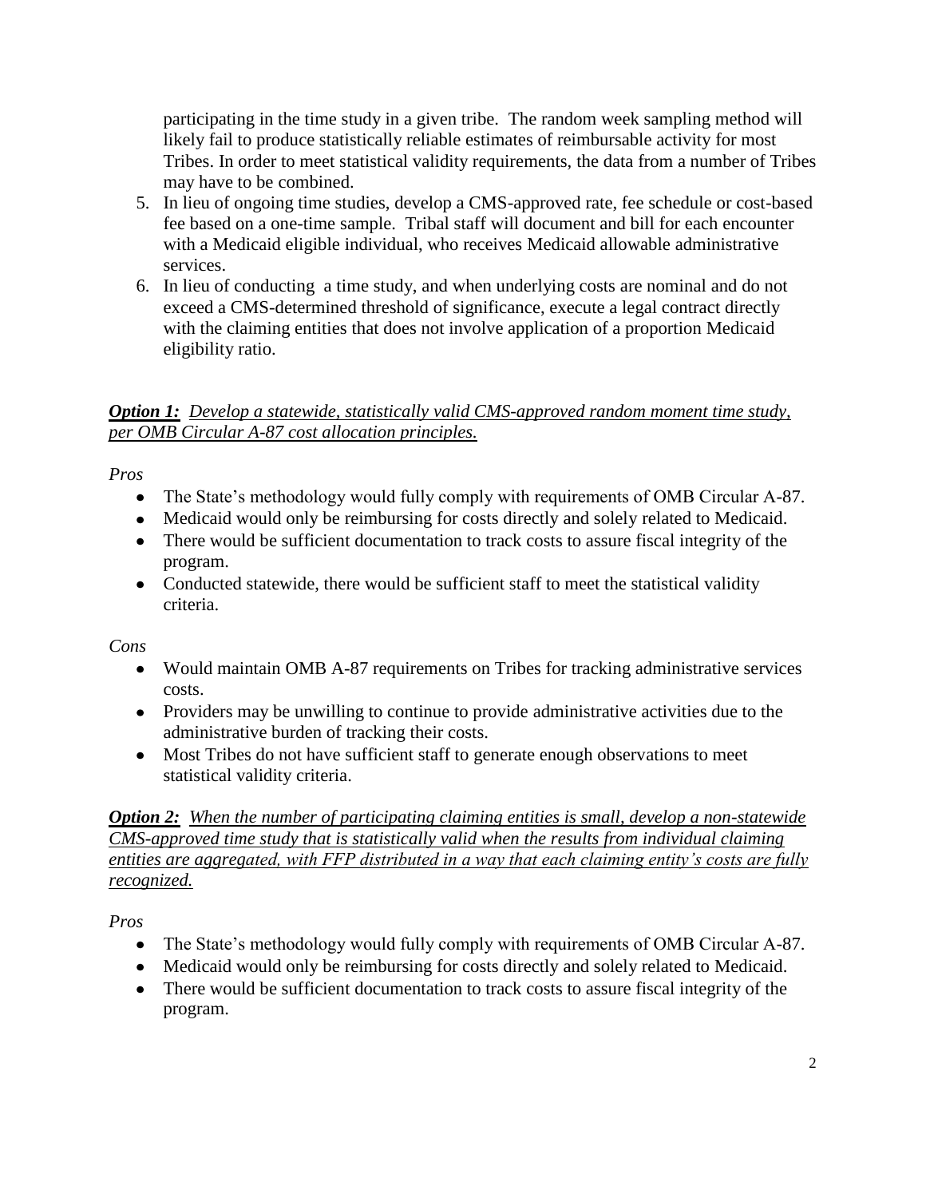participating in the time study in a given tribe. The random week sampling method will likely fail to produce statistically reliable estimates of reimbursable activity for most Tribes. In order to meet statistical validity requirements, the data from a number of Tribes may have to be combined.

5. In lieu of ongoing time studies, develop a CMS-approved rate, fee schedule or cost-based fee based on a one-time sample. Tribal staff will document and bill for each encounter with a Medicaid eligible individual, who receives Medicaid allowable administrative services.
6. In lieu of conducting a time study, and when underlying costs are nominal and do not exceed a CMS-determined threshold of significance, execute a legal contract directly with the claiming entities that does not involve application of a proportion Medicaid eligibility ratio.

***Option 1:*** *Develop a statewide, statistically valid CMS-approved random moment time study, per OMB Circular A-87 cost allocation principles.*

*Pros*

- The State's methodology would fully comply with requirements of OMB Circular A-87.
- Medicaid would only be reimbursing for costs directly and solely related to Medicaid.
- There would be sufficient documentation to track costs to assure fiscal integrity of the program.
- Conducted statewide, there would be sufficient staff to meet the statistical validity criteria.

*Cons*

- Would maintain OMB A-87 requirements on Tribes for tracking administrative services costs.
- Providers may be unwilling to continue to provide administrative activities due to the administrative burden of tracking their costs.
- Most Tribes do not have sufficient staff to generate enough observations to meet statistical validity criteria.

***Option 2:*** *When the number of participating claiming entities is small, develop a non-statewide CMS-approved time study that is statistically valid when the results from individual claiming entities are aggregated, with FFP distributed in a way that each claiming entity's costs are fully recognized.*

*Pros*

- The State's methodology would fully comply with requirements of OMB Circular A-87.
- Medicaid would only be reimbursing for costs directly and solely related to Medicaid.
- There would be sufficient documentation to track costs to assure fiscal integrity of the program.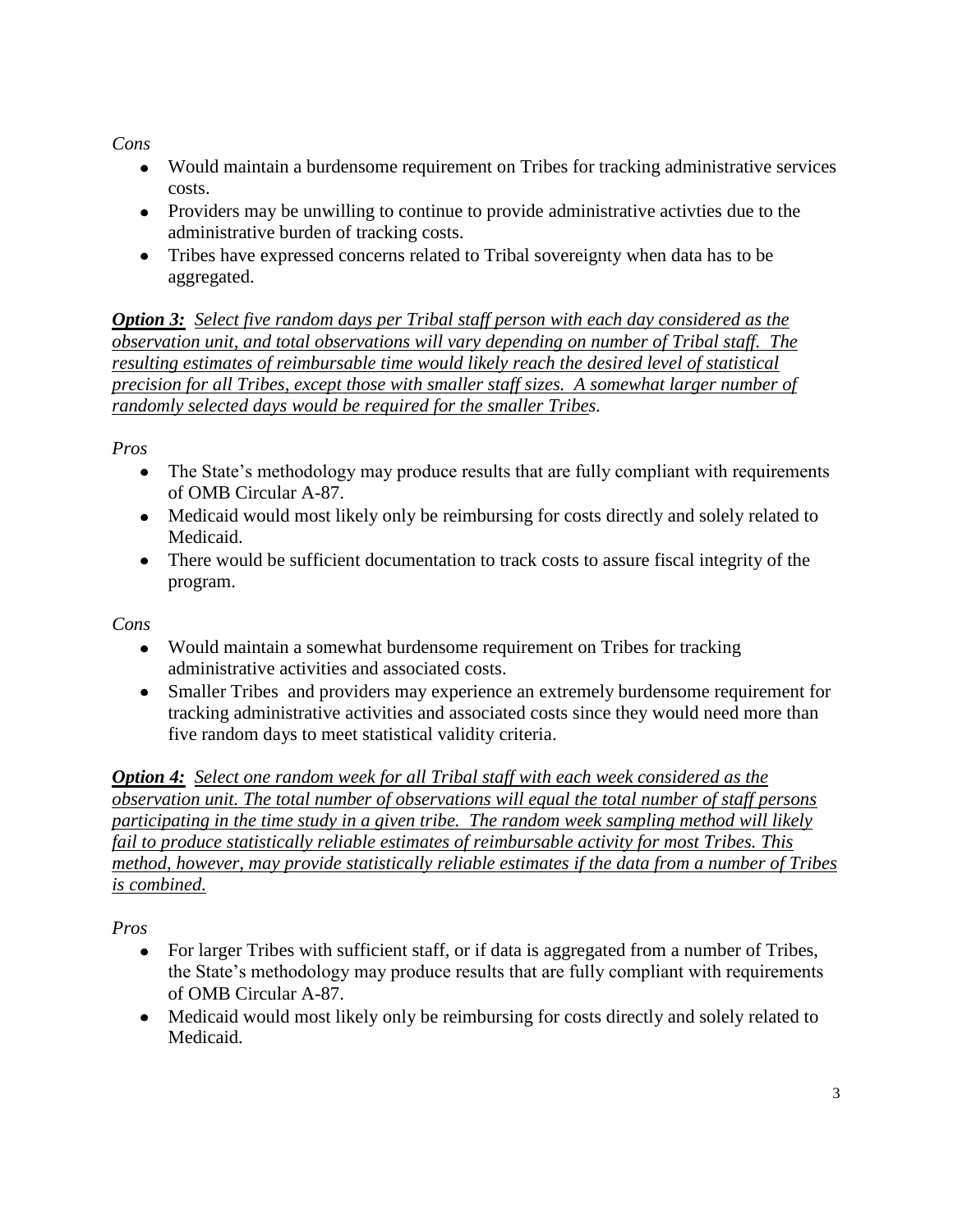*Cons*

- Would maintain a burdensome requirement on Tribes for tracking administrative services costs.
- Providers may be unwilling to continue to provide administrative activties due to the administrative burden of tracking costs.
- Tribes have expressed concerns related to Tribal sovereignty when data has to be aggregated.

***Option 3:*** *Select five random days per Tribal staff person with each day considered as the observation unit, and total observations will vary depending on number of Tribal staff. The resulting estimates of reimbursable time would likely reach the desired level of statistical precision for all Tribes, except those with smaller staff sizes. A somewhat larger number of randomly selected days would be required for the smaller Tribes.*

*Pros*

- The State's methodology may produce results that are fully compliant with requirements of OMB Circular A-87.
- Medicaid would most likely only be reimbursing for costs directly and solely related to Medicaid.
- There would be sufficient documentation to track costs to assure fiscal integrity of the program.

*Cons*

- Would maintain a somewhat burdensome requirement on Tribes for tracking administrative activities and associated costs.
- Smaller Tribes and providers may experience an extremely burdensome requirement for tracking administrative activities and associated costs since they would need more than five random days to meet statistical validity criteria.

***Option 4:*** *Select one random week for all Tribal staff with each week considered as the observation unit. The total number of observations will equal the total number of staff persons participating in the time study in a given tribe. The random week sampling method will likely fail to produce statistically reliable estimates of reimbursable activity for most Tribes. This method, however, may provide statistically reliable estimates if the data from a number of Tribes is combined.*

*Pros*

- For larger Tribes with sufficient staff, or if data is aggregated from a number of Tribes, the State's methodology may produce results that are fully compliant with requirements of OMB Circular A-87.
- Medicaid would most likely only be reimbursing for costs directly and solely related to Medicaid.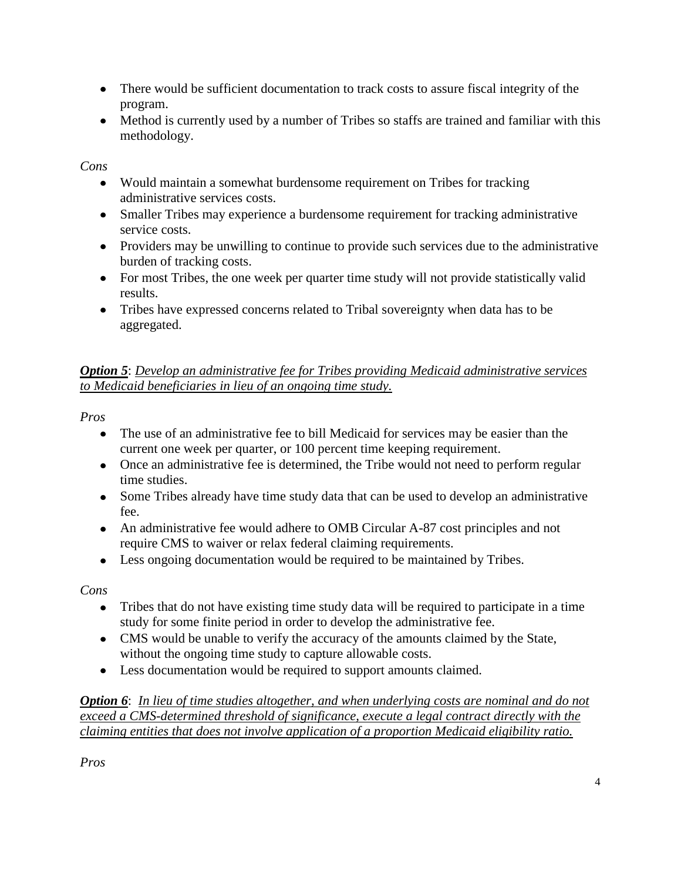- There would be sufficient documentation to track costs to assure fiscal integrity of the program.
- Method is currently used by a number of Tribes so staffs are trained and familiar with this methodology.

*Cons*

- Would maintain a somewhat burdensome requirement on Tribes for tracking administrative services costs.
- Smaller Tribes may experience a burdensome requirement for tracking administrative service costs.
- Providers may be unwilling to continue to provide such services due to the administrative burden of tracking costs.
- For most Tribes, the one week per quarter time study will not provide statistically valid results.
- Tribes have expressed concerns related to Tribal sovereignty when data has to be aggregated.

***Option 5***: *Develop an administrative fee for Tribes providing Medicaid administrative services to Medicaid beneficiaries in lieu of an ongoing time study.*

*Pros*

- The use of an administrative fee to bill Medicaid for services may be easier than the current one week per quarter, or 100 percent time keeping requirement.
- Once an administrative fee is determined, the Tribe would not need to perform regular time studies.
- Some Tribes already have time study data that can be used to develop an administrative fee.
- An administrative fee would adhere to OMB Circular A-87 cost principles and not require CMS to waiver or relax federal claiming requirements.
- Less ongoing documentation would be required to be maintained by Tribes.

*Cons*

- Tribes that do not have existing time study data will be required to participate in a time study for some finite period in order to develop the administrative fee.
- CMS would be unable to verify the accuracy of the amounts claimed by the State, without the ongoing time study to capture allowable costs.
- Less documentation would be required to support amounts claimed.

***Option 6***: *In lieu of time studies altogether, and when underlying costs are nominal and do not exceed a CMS-determined threshold of significance, execute a legal contract directly with the claiming entities that does not involve application of a proportion Medicaid eligibility ratio.*

*Pros*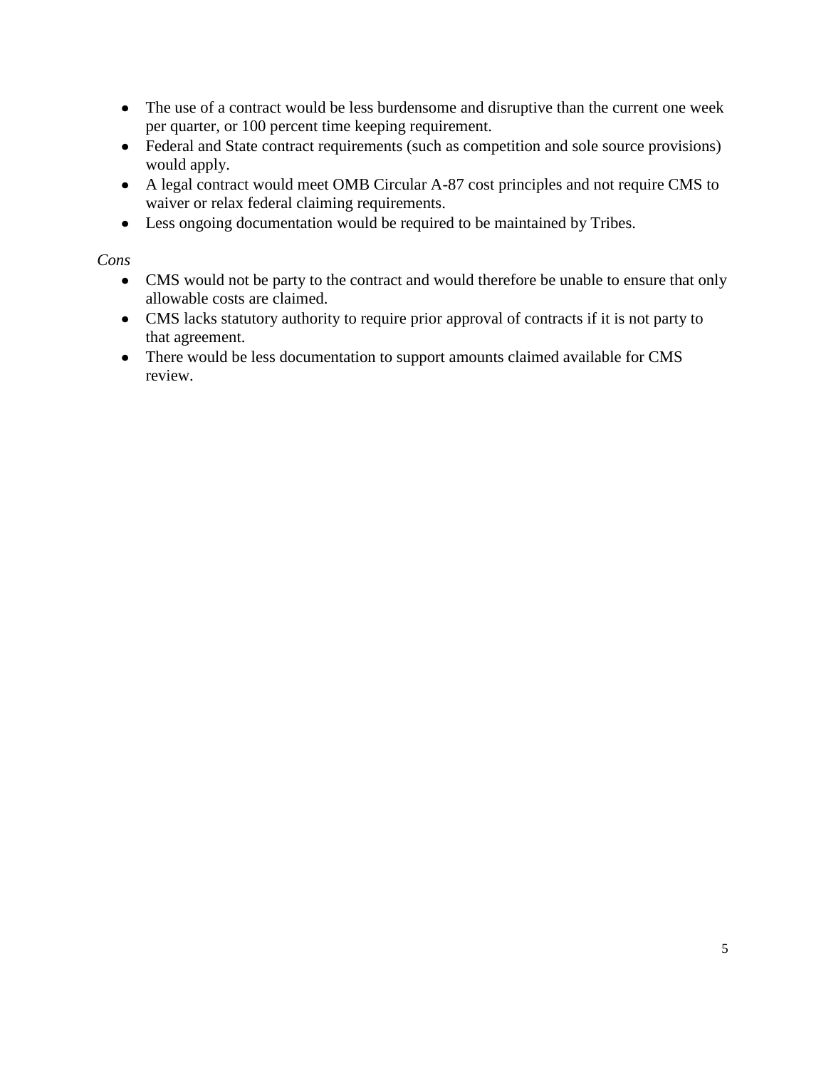- The use of a contract would be less burdensome and disruptive than the current one week per quarter, or 100 percent time keeping requirement.
- Federal and State contract requirements (such as competition and sole source provisions) would apply.
- A legal contract would meet OMB Circular A-87 cost principles and not require CMS to waiver or relax federal claiming requirements.
- Less ongoing documentation would be required to be maintained by Tribes.

*Cons*

- CMS would not be party to the contract and would therefore be unable to ensure that only allowable costs are claimed.
- CMS lacks statutory authority to require prior approval of contracts if it is not party to that agreement.
- There would be less documentation to support amounts claimed available for CMS review.